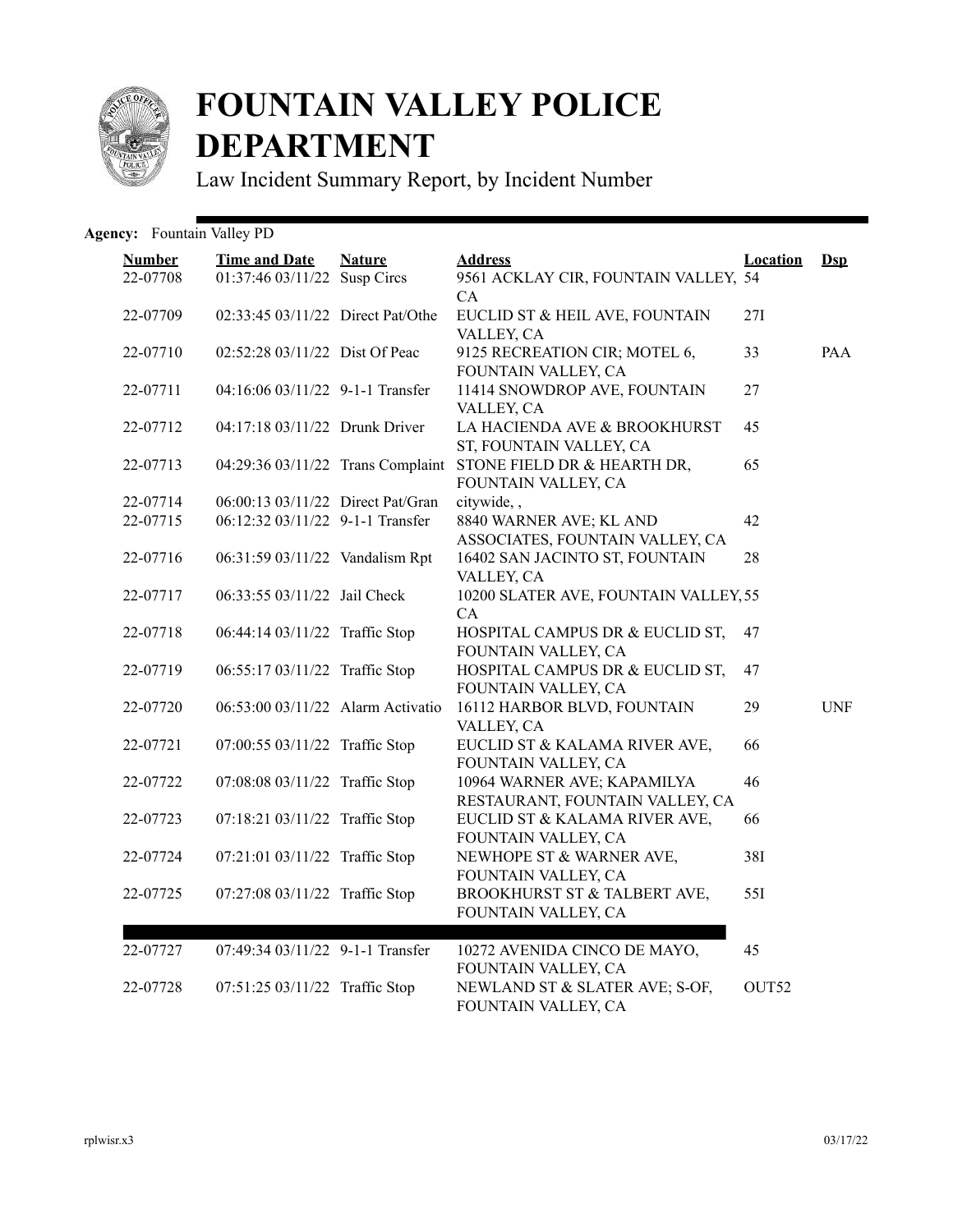# FOUNTAIN VALLEY POLICE DEPARTMENT

Law Incident Summary Report, by Incident Number

**Agency:** Fountain Valley PD

| Number | Time and Date | Nature | Address | Location | Dsp |
|---|---|---|---|---|---|
| 22-07708 | 01:37:46 03/11/22 | Susp Circs | 9561 ACKLAY CIR, FOUNTAIN VALLEY, CA | 54 | |
| 22-07709 | 02:33:45 03/11/22 | Direct Pat/Othe | EUCLID ST & HEIL AVE, FOUNTAIN VALLEY, CA | 27I | |
| 22-07710 | 02:52:28 03/11/22 | Dist Of Peac | 9125 RECREATION CIR; MOTEL 6, FOUNTAIN VALLEY, CA | 33 | PAA |
| 22-07711 | 04:16:06 03/11/22 | 9-1-1 Transfer | 11414 SNOWDROP AVE, FOUNTAIN VALLEY, CA | 27 | |
| 22-07712 | 04:17:18 03/11/22 | Drunk Driver | LA HACIENDA AVE & BROOKHURST ST, FOUNTAIN VALLEY, CA | 45 | |
| 22-07713 | 04:29:36 03/11/22 | Trans Complaint | STONE FIELD DR & HEARTH DR, FOUNTAIN VALLEY, CA | 65 | |
| 22-07714 | 06:00:13 03/11/22 | Direct Pat/Gran | citywide, , | | |
| 22-07715 | 06:12:32 03/11/22 | 9-1-1 Transfer | 8840 WARNER AVE; KL AND ASSOCIATES, FOUNTAIN VALLEY, CA | 42 | |
| 22-07716 | 06:31:59 03/11/22 | Vandalism Rpt | 16402 SAN JACINTO ST, FOUNTAIN VALLEY, CA | 28 | |
| 22-07717 | 06:33:55 03/11/22 | Jail Check | 10200 SLATER AVE, FOUNTAIN VALLEY, CA | 55 | |
| 22-07718 | 06:44:14 03/11/22 | Traffic Stop | HOSPITAL CAMPUS DR & EUCLID ST, FOUNTAIN VALLEY, CA | 47 | |
| 22-07719 | 06:55:17 03/11/22 | Traffic Stop | HOSPITAL CAMPUS DR & EUCLID ST, FOUNTAIN VALLEY, CA | 47 | |
| 22-07720 | 06:53:00 03/11/22 | Alarm Activatio | 16112 HARBOR BLVD, FOUNTAIN VALLEY, CA | 29 | UNF |
| 22-07721 | 07:00:55 03/11/22 | Traffic Stop | EUCLID ST & KALAMA RIVER AVE, FOUNTAIN VALLEY, CA | 66 | |
| 22-07722 | 07:08:08 03/11/22 | Traffic Stop | 10964 WARNER AVE; KAPAMILYA RESTAURANT, FOUNTAIN VALLEY, CA | 46 | |
| 22-07723 | 07:18:21 03/11/22 | Traffic Stop | EUCLID ST & KALAMA RIVER AVE, FOUNTAIN VALLEY, CA | 66 | |
| 22-07724 | 07:21:01 03/11/22 | Traffic Stop | NEWHOPE ST & WARNER AVE, FOUNTAIN VALLEY, CA | 38I | |
| 22-07725 | 07:27:08 03/11/22 | Traffic Stop | BROOKHURST ST & TALBERT AVE, FOUNTAIN VALLEY, CA | 55I | |
| 22-07727 | 07:49:34 03/11/22 | 9-1-1 Transfer | 10272 AVENIDA CINCO DE MAYO, FOUNTAIN VALLEY, CA | 45 | |
| 22-07728 | 07:51:25 03/11/22 | Traffic Stop | NEWLAND ST & SLATER AVE; S-OF, FOUNTAIN VALLEY, CA | OUT52 | |

rplwisr.x3 03/17/22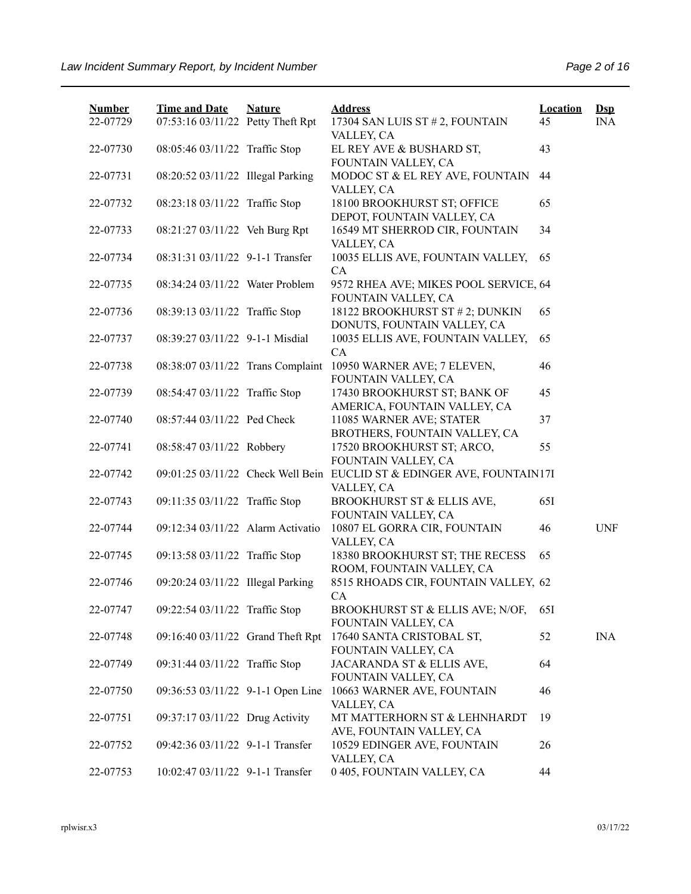| Number | Time and Date | Nature | Address | Location | Dsp |
|---|---|---|---|---|---|
| 22-07729 | 07:53:16 03/11/22 | Petty Theft Rpt | 17304 SAN LUIS ST # 2, FOUNTAIN VALLEY, CA | 45 | INA |
| 22-07730 | 08:05:46 03/11/22 | Traffic Stop | EL REY AVE & BUSHARD ST, FOUNTAIN VALLEY, CA | 43 | |
| 22-07731 | 08:20:52 03/11/22 | Illegal Parking | MODOC ST & EL REY AVE, FOUNTAIN VALLEY, CA | 44 | |
| 22-07732 | 08:23:18 03/11/22 | Traffic Stop | 18100 BROOKHURST ST; OFFICE DEPOT, FOUNTAIN VALLEY, CA | 65 | |
| 22-07733 | 08:21:27 03/11/22 | Veh Burg Rpt | 16549 MT SHERROD CIR, FOUNTAIN VALLEY, CA | 34 | |
| 22-07734 | 08:31:31 03/11/22 | 9-1-1 Transfer | 10035 ELLIS AVE, FOUNTAIN VALLEY, CA | 65 | |
| 22-07735 | 08:34:24 03/11/22 | Water Problem | 9572 RHEA AVE; MIKES POOL SERVICE, FOUNTAIN VALLEY, CA | 64 | |
| 22-07736 | 08:39:13 03/11/22 | Traffic Stop | 18122 BROOKHURST ST # 2; DUNKIN DONUTS, FOUNTAIN VALLEY, CA | 65 | |
| 22-07737 | 08:39:27 03/11/22 | 9-1-1 Misdial | 10035 ELLIS AVE, FOUNTAIN VALLEY, CA | 65 | |
| 22-07738 | 08:38:07 03/11/22 | Trans Complaint | 10950 WARNER AVE; 7 ELEVEN, FOUNTAIN VALLEY, CA | 46 | |
| 22-07739 | 08:54:47 03/11/22 | Traffic Stop | 17430 BROOKHURST ST; BANK OF AMERICA, FOUNTAIN VALLEY, CA | 45 | |
| 22-07740 | 08:57:44 03/11/22 | Ped Check | 11085 WARNER AVE; STATER BROTHERS, FOUNTAIN VALLEY, CA | 37 | |
| 22-07741 | 08:58:47 03/11/22 | Robbery | 17520 BROOKHURST ST; ARCO, FOUNTAIN VALLEY, CA | 55 | |
| 22-07742 | 09:01:25 03/11/22 | Check Well Bein | EUCLID ST & EDINGER AVE, FOUNTAIN VALLEY, CA | 17I | |
| 22-07743 | 09:11:35 03/11/22 | Traffic Stop | BROOKHURST ST & ELLIS AVE, FOUNTAIN VALLEY, CA | 65I | |
| 22-07744 | 09:12:34 03/11/22 | Alarm Activatio | 10807 EL GORRA CIR, FOUNTAIN VALLEY, CA | 46 | UNF |
| 22-07745 | 09:13:58 03/11/22 | Traffic Stop | 18380 BROOKHURST ST; THE RECESS ROOM, FOUNTAIN VALLEY, CA | 65 | |
| 22-07746 | 09:20:24 03/11/22 | Illegal Parking | 8515 RHOADS CIR, FOUNTAIN VALLEY, CA | 62 | |
| 22-07747 | 09:22:54 03/11/22 | Traffic Stop | BROOKHURST ST & ELLIS AVE; N/OF, FOUNTAIN VALLEY, CA | 65I | |
| 22-07748 | 09:16:40 03/11/22 | Grand Theft Rpt | 17640 SANTA CRISTOBAL ST, FOUNTAIN VALLEY, CA | 52 | INA |
| 22-07749 | 09:31:44 03/11/22 | Traffic Stop | JACARANDA ST & ELLIS AVE, FOUNTAIN VALLEY, CA | 64 | |
| 22-07750 | 09:36:53 03/11/22 | 9-1-1 Open Line | 10663 WARNER AVE, FOUNTAIN VALLEY, CA | 46 | |
| 22-07751 | 09:37:17 03/11/22 | Drug Activity | MT MATTERHORN ST & LEHNHARDT AVE, FOUNTAIN VALLEY, CA | 19 | |
| 22-07752 | 09:42:36 03/11/22 | 9-1-1 Transfer | 10529 EDINGER AVE, FOUNTAIN VALLEY, CA | 26 | |
| 22-07753 | 10:02:47 03/11/22 | 9-1-1 Transfer | 0 405, FOUNTAIN VALLEY, CA | 44 | |

rplwisr.x3 03/17/22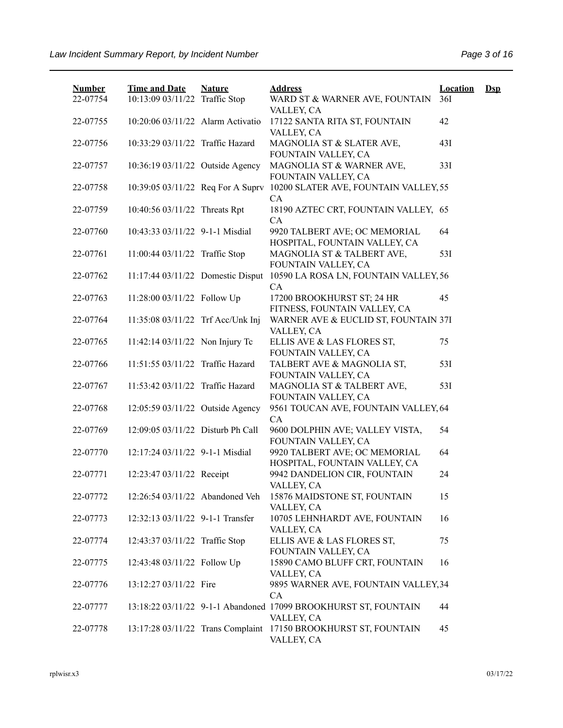| Number | Time and Date | Nature | Address | Location | Dsp |
|---|---|---|---|---|---|
| 22-07754 | 10:13:09 03/11/22 | Traffic Stop | WARD ST & WARNER AVE, FOUNTAIN VALLEY, CA | 36I | |
| 22-07755 | 10:20:06 03/11/22 | Alarm Activatio | 17122 SANTA RITA ST, FOUNTAIN VALLEY, CA | 42 | |
| 22-07756 | 10:33:29 03/11/22 | Traffic Hazard | MAGNOLIA ST & SLATER AVE, FOUNTAIN VALLEY, CA | 43I | |
| 22-07757 | 10:36:19 03/11/22 | Outside Agency | MAGNOLIA ST & WARNER AVE, FOUNTAIN VALLEY, CA | 33I | |
| 22-07758 | 10:39:05 03/11/22 | Req For A Suprv | 10200 SLATER AVE, FOUNTAIN VALLEY, CA | 55 | |
| 22-07759 | 10:40:56 03/11/22 | Threats Rpt | 18190 AZTEC CRT, FOUNTAIN VALLEY, CA | 65 | |
| 22-07760 | 10:43:33 03/11/22 | 9-1-1 Misdial | 9920 TALBERT AVE; OC MEMORIAL HOSPITAL, FOUNTAIN VALLEY, CA | 64 | |
| 22-07761 | 11:00:44 03/11/22 | Traffic Stop | MAGNOLIA ST & TALBERT AVE, FOUNTAIN VALLEY, CA | 53I | |
| 22-07762 | 11:17:44 03/11/22 | Domestic Disput | 10590 LA ROSA LN, FOUNTAIN VALLEY, CA | 56 | |
| 22-07763 | 11:28:00 03/11/22 | Follow Up | 17200 BROOKHURST ST; 24 HR FITNESS, FOUNTAIN VALLEY, CA | 45 | |
| 22-07764 | 11:35:08 03/11/22 | Trf Acc/Unk Inj | WARNER AVE & EUCLID ST, FOUNTAIN VALLEY, CA | 37I | |
| 22-07765 | 11:42:14 03/11/22 | Non Injury Tc | ELLIS AVE & LAS FLORES ST, FOUNTAIN VALLEY, CA | 75 | |
| 22-07766 | 11:51:55 03/11/22 | Traffic Hazard | TALBERT AVE & MAGNOLIA ST, FOUNTAIN VALLEY, CA | 53I | |
| 22-07767 | 11:53:42 03/11/22 | Traffic Hazard | MAGNOLIA ST & TALBERT AVE, FOUNTAIN VALLEY, CA | 53I | |
| 22-07768 | 12:05:59 03/11/22 | Outside Agency | 9561 TOUCAN AVE, FOUNTAIN VALLEY, CA | 64 | |
| 22-07769 | 12:09:05 03/11/22 | Disturb Ph Call | 9600 DOLPHIN AVE; VALLEY VISTA, FOUNTAIN VALLEY, CA | 54 | |
| 22-07770 | 12:17:24 03/11/22 | 9-1-1 Misdial | 9920 TALBERT AVE; OC MEMORIAL HOSPITAL, FOUNTAIN VALLEY, CA | 64 | |
| 22-07771 | 12:23:47 03/11/22 | Receipt | 9942 DANDELION CIR, FOUNTAIN VALLEY, CA | 24 | |
| 22-07772 | 12:26:54 03/11/22 | Abandoned Veh | 15876 MAIDSTONE ST, FOUNTAIN VALLEY, CA | 15 | |
| 22-07773 | 12:32:13 03/11/22 | 9-1-1 Transfer | 10705 LEHNHARDT AVE, FOUNTAIN VALLEY, CA | 16 | |
| 22-07774 | 12:43:37 03/11/22 | Traffic Stop | ELLIS AVE & LAS FLORES ST, FOUNTAIN VALLEY, CA | 75 | |
| 22-07775 | 12:43:48 03/11/22 | Follow Up | 15890 CAMO BLUFF CRT, FOUNTAIN VALLEY, CA | 16 | |
| 22-07776 | 13:12:27 03/11/22 | Fire | 9895 WARNER AVE, FOUNTAIN VALLEY, CA | 34 | |
| 22-07777 | 13:18:22 03/11/22 | 9-1-1 Abandoned | 17099 BROOKHURST ST, FOUNTAIN VALLEY, CA | 44 | |
| 22-07778 | 13:17:28 03/11/22 | Trans Complaint | 17150 BROOKHURST ST, FOUNTAIN VALLEY, CA | 45 | |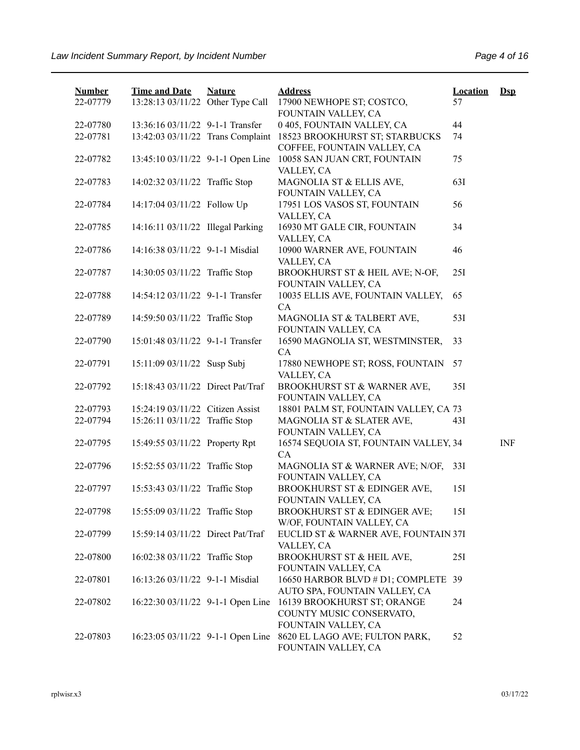| Number | Time and Date | Nature | Address | Location | Dsp |
|---|---|---|---|---|---|
| 22-07779 | 13:28:13 03/11/22 | Other Type Call | 17900 NEWHOPE ST; COSTCO, FOUNTAIN VALLEY, CA | 57 | |
| 22-07780 | 13:36:16 03/11/22 | 9-1-1 Transfer | 0 405, FOUNTAIN VALLEY, CA | 44 | |
| 22-07781 | 13:42:03 03/11/22 | Trans Complaint | 18523 BROOKHURST ST; STARBUCKS COFFEE, FOUNTAIN VALLEY, CA | 74 | |
| 22-07782 | 13:45:10 03/11/22 | 9-1-1 Open Line | 10058 SAN JUAN CRT, FOUNTAIN VALLEY, CA | 75 | |
| 22-07783 | 14:02:32 03/11/22 | Traffic Stop | MAGNOLIA ST & ELLIS AVE, FOUNTAIN VALLEY, CA | 63I | |
| 22-07784 | 14:17:04 03/11/22 | Follow Up | 17951 LOS VASOS ST, FOUNTAIN VALLEY, CA | 56 | |
| 22-07785 | 14:16:11 03/11/22 | Illegal Parking | 16930 MT GALE CIR, FOUNTAIN VALLEY, CA | 34 | |
| 22-07786 | 14:16:38 03/11/22 | 9-1-1 Misdial | 10900 WARNER AVE, FOUNTAIN VALLEY, CA | 46 | |
| 22-07787 | 14:30:05 03/11/22 | Traffic Stop | BROOKHURST ST & HEIL AVE; N-OF, FOUNTAIN VALLEY, CA | 25I | |
| 22-07788 | 14:54:12 03/11/22 | 9-1-1 Transfer | 10035 ELLIS AVE, FOUNTAIN VALLEY, CA | 65 | |
| 22-07789 | 14:59:50 03/11/22 | Traffic Stop | MAGNOLIA ST & TALBERT AVE, FOUNTAIN VALLEY, CA | 53I | |
| 22-07790 | 15:01:48 03/11/22 | 9-1-1 Transfer | 16590 MAGNOLIA ST, WESTMINSTER, CA | 33 | |
| 22-07791 | 15:11:09 03/11/22 | Susp Subj | 17880 NEWHOPE ST; ROSS, FOUNTAIN VALLEY, CA | 57 | |
| 22-07792 | 15:18:43 03/11/22 | Direct Pat/Traf | BROOKHURST ST & WARNER AVE, FOUNTAIN VALLEY, CA | 35I | |
| 22-07793 | 15:24:19 03/11/22 | Citizen Assist | 18801 PALM ST, FOUNTAIN VALLEY, CA | 73 | |
| 22-07794 | 15:26:11 03/11/22 | Traffic Stop | MAGNOLIA ST & SLATER AVE, FOUNTAIN VALLEY, CA | 43I | |
| 22-07795 | 15:49:55 03/11/22 | Property Rpt | 16574 SEQUOIA ST, FOUNTAIN VALLEY, CA | 34 | INF |
| 22-07796 | 15:52:55 03/11/22 | Traffic Stop | MAGNOLIA ST & WARNER AVE; N/OF, FOUNTAIN VALLEY, CA | 33I | |
| 22-07797 | 15:53:43 03/11/22 | Traffic Stop | BROOKHURST ST & EDINGER AVE, FOUNTAIN VALLEY, CA | 15I | |
| 22-07798 | 15:55:09 03/11/22 | Traffic Stop | BROOKHURST ST & EDINGER AVE; W/OF, FOUNTAIN VALLEY, CA | 15I | |
| 22-07799 | 15:59:14 03/11/22 | Direct Pat/Traf | EUCLID ST & WARNER AVE, FOUNTAIN VALLEY, CA | 37I | |
| 22-07800 | 16:02:38 03/11/22 | Traffic Stop | BROOKHURST ST & HEIL AVE, FOUNTAIN VALLEY, CA | 25I | |
| 22-07801 | 16:13:26 03/11/22 | 9-1-1 Misdial | 16650 HARBOR BLVD # D1; COMPLETE AUTO SPA, FOUNTAIN VALLEY, CA | 39 | |
| 22-07802 | 16:22:30 03/11/22 | 9-1-1 Open Line | 16139 BROOKHURST ST; ORANGE COUNTY MUSIC CONSERVATO, FOUNTAIN VALLEY, CA | 24 | |
| 22-07803 | 16:23:05 03/11/22 | 9-1-1 Open Line | 8620 EL LAGO AVE; FULTON PARK, FOUNTAIN VALLEY, CA | 52 | |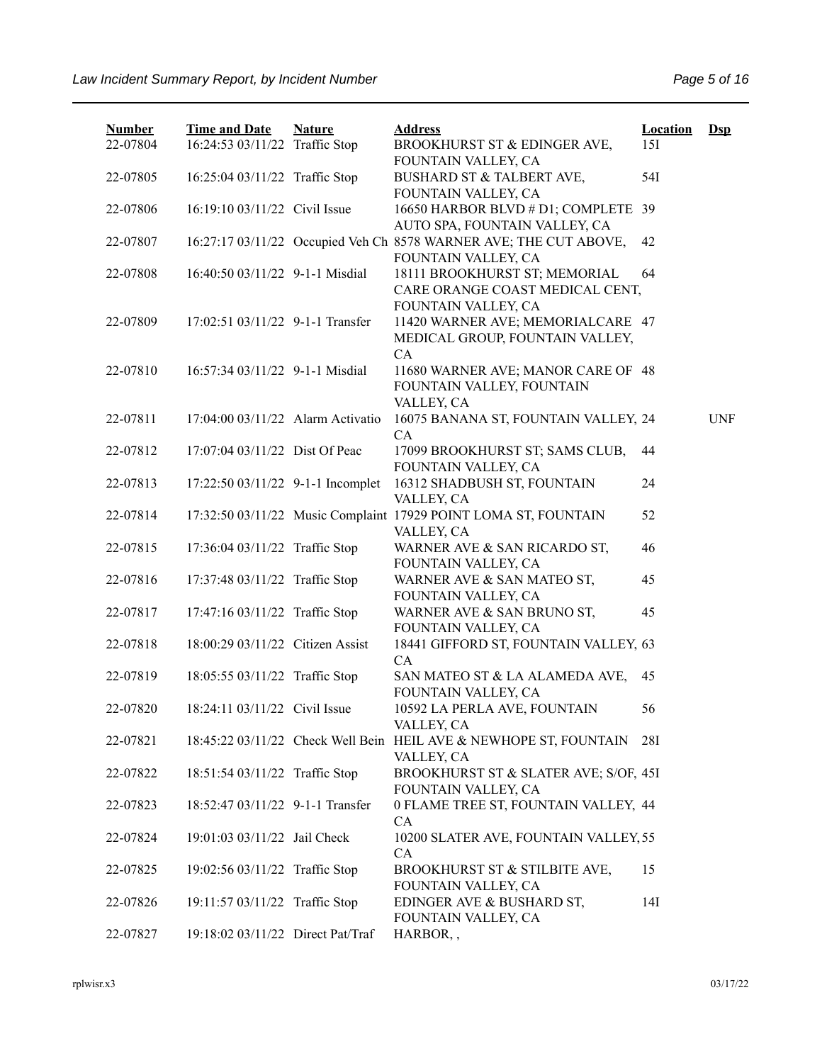| Number | Time and Date | Nature | Address | Location | Dsp |
|---|---|---|---|---|---|
| 22-07804 | 16:24:53 03/11/22 | Traffic Stop | BROOKHURST ST & EDINGER AVE, FOUNTAIN VALLEY, CA | 15I | |
| 22-07805 | 16:25:04 03/11/22 | Traffic Stop | BUSHARD ST & TALBERT AVE, FOUNTAIN VALLEY, CA | 54I | |
| 22-07806 | 16:19:10 03/11/22 | Civil Issue | 16650 HARBOR BLVD # D1; COMPLETE AUTO SPA, FOUNTAIN VALLEY, CA | 39 | |
| 22-07807 | 16:27:17 03/11/22 | Occupied Veh Ch | 8578 WARNER AVE; THE CUT ABOVE, FOUNTAIN VALLEY, CA | 42 | |
| 22-07808 | 16:40:50 03/11/22 | 9-1-1 Misdial | 18111 BROOKHURST ST; MEMORIAL CARE ORANGE COAST MEDICAL CENT, FOUNTAIN VALLEY, CA | 64 | |
| 22-07809 | 17:02:51 03/11/22 | 9-1-1 Transfer | 11420 WARNER AVE; MEMORIALCARE MEDICAL GROUP, FOUNTAIN VALLEY, CA | 47 | |
| 22-07810 | 16:57:34 03/11/22 | 9-1-1 Misdial | 11680 WARNER AVE; MANOR CARE OF FOUNTAIN VALLEY, FOUNTAIN VALLEY, CA | 48 | |
| 22-07811 | 17:04:00 03/11/22 | Alarm Activatio | 16075 BANANA ST, FOUNTAIN VALLEY, CA | 24 | UNF |
| 22-07812 | 17:07:04 03/11/22 | Dist Of Peac | 17099 BROOKHURST ST; SAMS CLUB, FOUNTAIN VALLEY, CA | 44 | |
| 22-07813 | 17:22:50 03/11/22 | 9-1-1 Incomplet | 16312 SHADBUSH ST, FOUNTAIN VALLEY, CA | 24 | |
| 22-07814 | 17:32:50 03/11/22 | Music Complaint | 17929 POINT LOMA ST, FOUNTAIN VALLEY, CA | 52 | |
| 22-07815 | 17:36:04 03/11/22 | Traffic Stop | WARNER AVE & SAN RICARDO ST, FOUNTAIN VALLEY, CA | 46 | |
| 22-07816 | 17:37:48 03/11/22 | Traffic Stop | WARNER AVE & SAN MATEO ST, FOUNTAIN VALLEY, CA | 45 | |
| 22-07817 | 17:47:16 03/11/22 | Traffic Stop | WARNER AVE & SAN BRUNO ST, FOUNTAIN VALLEY, CA | 45 | |
| 22-07818 | 18:00:29 03/11/22 | Citizen Assist | 18441 GIFFORD ST, FOUNTAIN VALLEY, CA | 63 | |
| 22-07819 | 18:05:55 03/11/22 | Traffic Stop | SAN MATEO ST & LA ALAMEDA AVE, FOUNTAIN VALLEY, CA | 45 | |
| 22-07820 | 18:24:11 03/11/22 | Civil Issue | 10592 LA PERLA AVE, FOUNTAIN VALLEY, CA | 56 | |
| 22-07821 | 18:45:22 03/11/22 | Check Well Bein | HEIL AVE & NEWHOPE ST, FOUNTAIN VALLEY, CA | 28I | |
| 22-07822 | 18:51:54 03/11/22 | Traffic Stop | BROOKHURST ST & SLATER AVE; S/OF, FOUNTAIN VALLEY, CA | 45I | |
| 22-07823 | 18:52:47 03/11/22 | 9-1-1 Transfer | 0 FLAME TREE ST, FOUNTAIN VALLEY, CA | 44 | |
| 22-07824 | 19:01:03 03/11/22 | Jail Check | 10200 SLATER AVE, FOUNTAIN VALLEY, CA | 55 | |
| 22-07825 | 19:02:56 03/11/22 | Traffic Stop | BROOKHURST ST & STILBITE AVE, FOUNTAIN VALLEY, CA | 15 | |
| 22-07826 | 19:11:57 03/11/22 | Traffic Stop | EDINGER AVE & BUSHARD ST, FOUNTAIN VALLEY, CA | 14I | |
| 22-07827 | 19:18:02 03/11/22 | Direct Pat/Traf | HARBOR, , | | |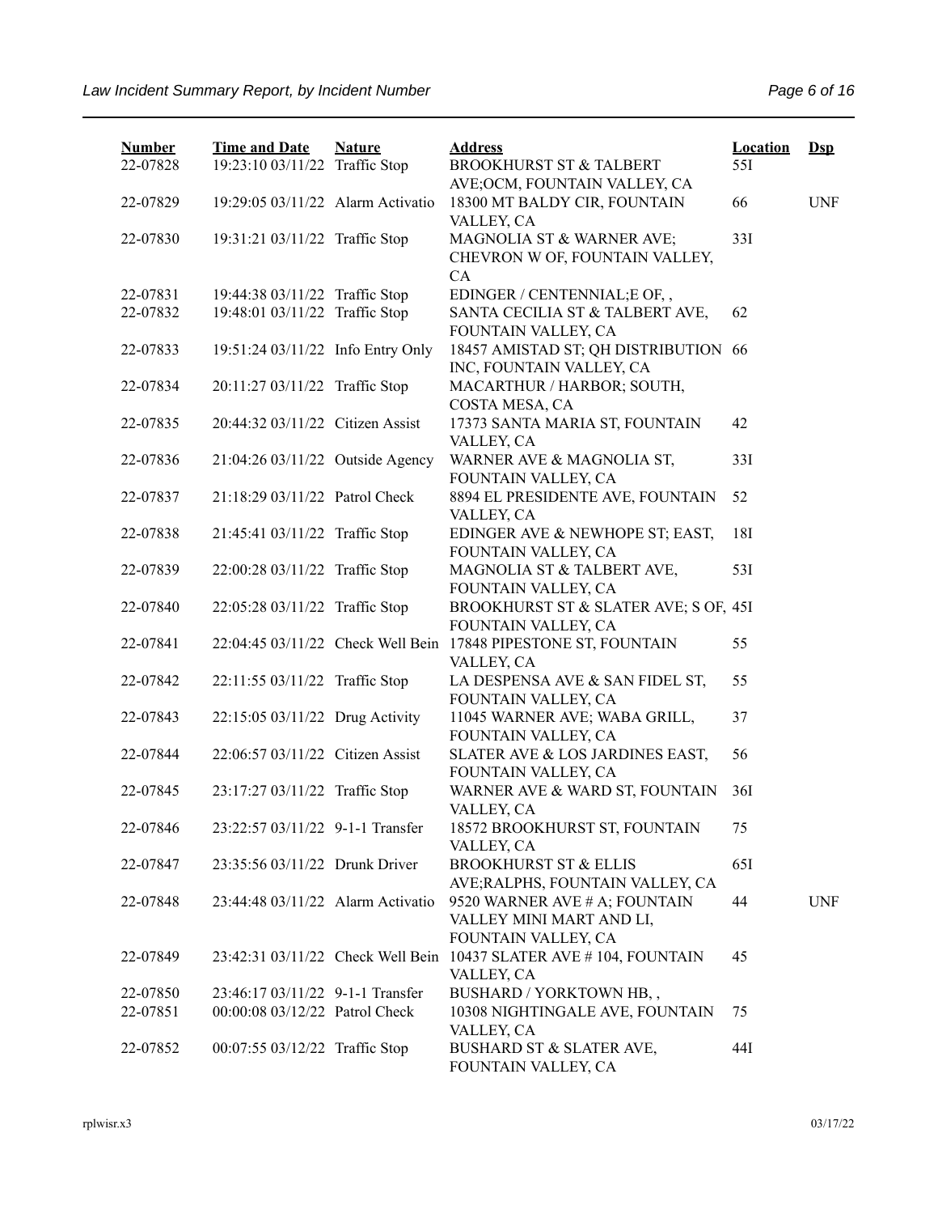| Number | Time and Date | Nature | Address | Location | Dsp |
|---|---|---|---|---|---|
| 22-07828 | 19:23:10 03/11/22 | Traffic Stop | BROOKHURST ST & TALBERT AVE;OCM, FOUNTAIN VALLEY, CA | 55I | |
| 22-07829 | 19:29:05 03/11/22 | Alarm Activatio | 18300 MT BALDY CIR, FOUNTAIN VALLEY, CA | 66 | UNF |
| 22-07830 | 19:31:21 03/11/22 | Traffic Stop | MAGNOLIA ST & WARNER AVE; CHEVRON W OF, FOUNTAIN VALLEY, CA | 33I | |
| 22-07831 | 19:44:38 03/11/22 | Traffic Stop | EDINGER / CENTENNIAL;E OF, , | | |
| 22-07832 | 19:48:01 03/11/22 | Traffic Stop | SANTA CECILIA ST & TALBERT AVE, FOUNTAIN VALLEY, CA | 62 | |
| 22-07833 | 19:51:24 03/11/22 | Info Entry Only | 18457 AMISTAD ST; QH DISTRIBUTION INC, FOUNTAIN VALLEY, CA | 66 | |
| 22-07834 | 20:11:27 03/11/22 | Traffic Stop | MACARTHUR / HARBOR; SOUTH, COSTA MESA, CA | | |
| 22-07835 | 20:44:32 03/11/22 | Citizen Assist | 17373 SANTA MARIA ST, FOUNTAIN VALLEY, CA | 42 | |
| 22-07836 | 21:04:26 03/11/22 | Outside Agency | WARNER AVE & MAGNOLIA ST, FOUNTAIN VALLEY, CA | 33I | |
| 22-07837 | 21:18:29 03/11/22 | Patrol Check | 8894 EL PRESIDENTE AVE, FOUNTAIN VALLEY, CA | 52 | |
| 22-07838 | 21:45:41 03/11/22 | Traffic Stop | EDINGER AVE & NEWHOPE ST; EAST, FOUNTAIN VALLEY, CA | 18I | |
| 22-07839 | 22:00:28 03/11/22 | Traffic Stop | MAGNOLIA ST & TALBERT AVE, FOUNTAIN VALLEY, CA | 53I | |
| 22-07840 | 22:05:28 03/11/22 | Traffic Stop | BROOKHURST ST & SLATER AVE; S OF, FOUNTAIN VALLEY, CA | 45I | |
| 22-07841 | 22:04:45 03/11/22 | Check Well Bein | 17848 PIPESTONE ST, FOUNTAIN VALLEY, CA | 55 | |
| 22-07842 | 22:11:55 03/11/22 | Traffic Stop | LA DESPENSA AVE & SAN FIDEL ST, FOUNTAIN VALLEY, CA | 55 | |
| 22-07843 | 22:15:05 03/11/22 | Drug Activity | 11045 WARNER AVE; WABA GRILL, FOUNTAIN VALLEY, CA | 37 | |
| 22-07844 | 22:06:57 03/11/22 | Citizen Assist | SLATER AVE & LOS JARDINES EAST, FOUNTAIN VALLEY, CA | 56 | |
| 22-07845 | 23:17:27 03/11/22 | Traffic Stop | WARNER AVE & WARD ST, FOUNTAIN VALLEY, CA | 36I | |
| 22-07846 | 23:22:57 03/11/22 | 9-1-1 Transfer | 18572 BROOKHURST ST, FOUNTAIN VALLEY, CA | 75 | |
| 22-07847 | 23:35:56 03/11/22 | Drunk Driver | BROOKHURST ST & ELLIS AVE;RALPHS, FOUNTAIN VALLEY, CA | 65I | |
| 22-07848 | 23:44:48 03/11/22 | Alarm Activatio | 9520 WARNER AVE # A; FOUNTAIN VALLEY MINI MART AND LI, FOUNTAIN VALLEY, CA | 44 | UNF |
| 22-07849 | 23:42:31 03/11/22 | Check Well Bein | 10437 SLATER AVE # 104, FOUNTAIN VALLEY, CA | 45 | |
| 22-07850 | 23:46:17 03/11/22 | 9-1-1 Transfer | BUSHARD / YORKTOWN HB, , | | |
| 22-07851 | 00:00:08 03/12/22 | Patrol Check | 10308 NIGHTINGALE AVE, FOUNTAIN VALLEY, CA | 75 | |
| 22-07852 | 00:07:55 03/12/22 | Traffic Stop | BUSHARD ST & SLATER AVE, FOUNTAIN VALLEY, CA | 44I | |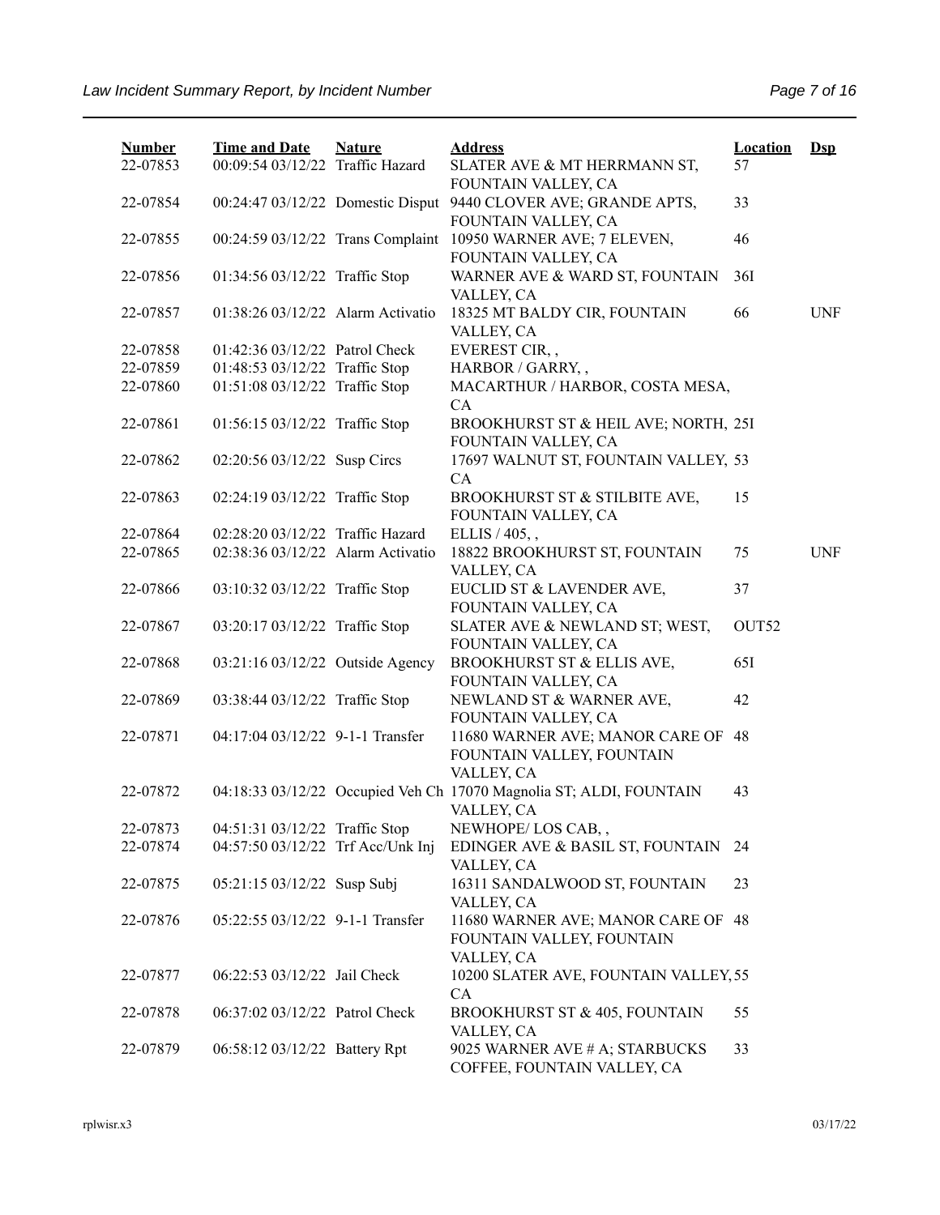| Number | Time and Date | Nature | Address | Location | Dsp |
|---|---|---|---|---|---|
| 22-07853 | 00:09:54 03/12/22 | Traffic Hazard | SLATER AVE & MT HERRMANN ST, FOUNTAIN VALLEY, CA | 57 | |
| 22-07854 | 00:24:47 03/12/22 | Domestic Disput | 9440 CLOVER AVE; GRANDE APTS, FOUNTAIN VALLEY, CA | 33 | |
| 22-07855 | 00:24:59 03/12/22 | Trans Complaint | 10950 WARNER AVE; 7 ELEVEN, FOUNTAIN VALLEY, CA | 46 | |
| 22-07856 | 01:34:56 03/12/22 | Traffic Stop | WARNER AVE & WARD ST, FOUNTAIN VALLEY, CA | 36I | |
| 22-07857 | 01:38:26 03/12/22 | Alarm Activatio | 18325 MT BALDY CIR, FOUNTAIN VALLEY, CA | 66 | UNF |
| 22-07858 | 01:42:36 03/12/22 | Patrol Check | EVEREST CIR, , | | |
| 22-07859 | 01:48:53 03/12/22 | Traffic Stop | HARBOR / GARRY, , | | |
| 22-07860 | 01:51:08 03/12/22 | Traffic Stop | MACARTHUR / HARBOR, COSTA MESA, CA | | |
| 22-07861 | 01:56:15 03/12/22 | Traffic Stop | BROOKHURST ST & HEIL AVE; NORTH, FOUNTAIN VALLEY, CA | 25I | |
| 22-07862 | 02:20:56 03/12/22 | Susp Circs | 17697 WALNUT ST, FOUNTAIN VALLEY, CA | 53 | |
| 22-07863 | 02:24:19 03/12/22 | Traffic Stop | BROOKHURST ST & STILBITE AVE, FOUNTAIN VALLEY, CA | 15 | |
| 22-07864 | 02:28:20 03/12/22 | Traffic Hazard | ELLIS / 405, , | | |
| 22-07865 | 02:38:36 03/12/22 | Alarm Activatio | 18822 BROOKHURST ST, FOUNTAIN VALLEY, CA | 75 | UNF |
| 22-07866 | 03:10:32 03/12/22 | Traffic Stop | EUCLID ST & LAVENDER AVE, FOUNTAIN VALLEY, CA | 37 | |
| 22-07867 | 03:20:17 03/12/22 | Traffic Stop | SLATER AVE & NEWLAND ST; WEST, FOUNTAIN VALLEY, CA | OUT52 | |
| 22-07868 | 03:21:16 03/12/22 | Outside Agency | BROOKHURST ST & ELLIS AVE, FOUNTAIN VALLEY, CA | 65I | |
| 22-07869 | 03:38:44 03/12/22 | Traffic Stop | NEWLAND ST & WARNER AVE, FOUNTAIN VALLEY, CA | 42 | |
| 22-07871 | 04:17:04 03/12/22 | 9-1-1 Transfer | 11680 WARNER AVE; MANOR CARE OF FOUNTAIN VALLEY, FOUNTAIN VALLEY, CA | 48 | |
| 22-07872 | 04:18:33 03/12/22 | Occupied Veh Ch | 17070 Magnolia ST; ALDI, FOUNTAIN VALLEY, CA | 43 | |
| 22-07873 | 04:51:31 03/12/22 | Traffic Stop | NEWHOPE/ LOS CAB, , | | |
| 22-07874 | 04:57:50 03/12/22 | Trf Acc/Unk Inj | EDINGER AVE & BASIL ST, FOUNTAIN VALLEY, CA | 24 | |
| 22-07875 | 05:21:15 03/12/22 | Susp Subj | 16311 SANDALWOOD ST, FOUNTAIN VALLEY, CA | 23 | |
| 22-07876 | 05:22:55 03/12/22 | 9-1-1 Transfer | 11680 WARNER AVE; MANOR CARE OF FOUNTAIN VALLEY, FOUNTAIN VALLEY, CA | 48 | |
| 22-07877 | 06:22:53 03/12/22 | Jail Check | 10200 SLATER AVE, FOUNTAIN VALLEY, CA | 55 | |
| 22-07878 | 06:37:02 03/12/22 | Patrol Check | BROOKHURST ST & 405, FOUNTAIN VALLEY, CA | 55 | |
| 22-07879 | 06:58:12 03/12/22 | Battery Rpt | 9025 WARNER AVE # A; STARBUCKS COFFEE, FOUNTAIN VALLEY, CA | 33 | |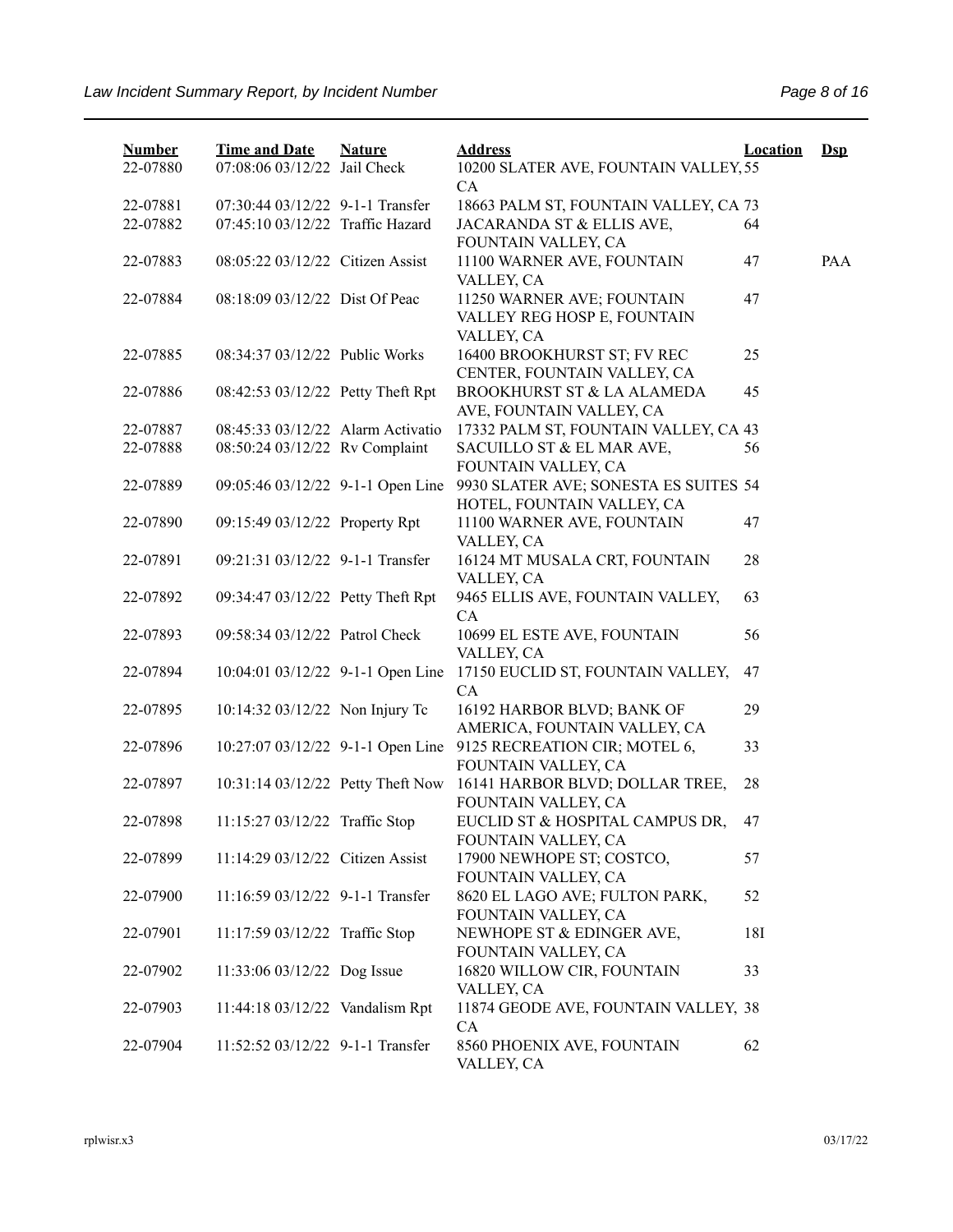| Number | Time and Date | Nature | Address | Location | Dsp |
|---|---|---|---|---|---|
| 22-07880 | 07:08:06 03/12/22 | Jail Check | 10200 SLATER AVE, FOUNTAIN VALLEY, CA | 55 | |
| 22-07881 | 07:30:44 03/12/22 | 9-1-1 Transfer | 18663 PALM ST, FOUNTAIN VALLEY, CA | 73 | |
| 22-07882 | 07:45:10 03/12/22 | Traffic Hazard | JACARANDA ST & ELLIS AVE, FOUNTAIN VALLEY, CA | 64 | |
| 22-07883 | 08:05:22 03/12/22 | Citizen Assist | 11100 WARNER AVE, FOUNTAIN VALLEY, CA | 47 | PAA |
| 22-07884 | 08:18:09 03/12/22 | Dist Of Peac | 11250 WARNER AVE; FOUNTAIN VALLEY REG HOSP E, FOUNTAIN VALLEY, CA | 47 | |
| 22-07885 | 08:34:37 03/12/22 | Public Works | 16400 BROOKHURST ST; FV REC CENTER, FOUNTAIN VALLEY, CA | 25 | |
| 22-07886 | 08:42:53 03/12/22 | Petty Theft Rpt | BROOKHURST ST & LA ALAMEDA AVE, FOUNTAIN VALLEY, CA | 45 | |
| 22-07887 | 08:45:33 03/12/22 | Alarm Activatio | 17332 PALM ST, FOUNTAIN VALLEY, CA | 43 | |
| 22-07888 | 08:50:24 03/12/22 | Rv Complaint | SACUILLO ST & EL MAR AVE, FOUNTAIN VALLEY, CA | 56 | |
| 22-07889 | 09:05:46 03/12/22 | 9-1-1 Open Line | 9930 SLATER AVE; SONESTA ES SUITES HOTEL, FOUNTAIN VALLEY, CA | 54 | |
| 22-07890 | 09:15:49 03/12/22 | Property Rpt | 11100 WARNER AVE, FOUNTAIN VALLEY, CA | 47 | |
| 22-07891 | 09:21:31 03/12/22 | 9-1-1 Transfer | 16124 MT MUSALA CRT, FOUNTAIN VALLEY, CA | 28 | |
| 22-07892 | 09:34:47 03/12/22 | Petty Theft Rpt | 9465 ELLIS AVE, FOUNTAIN VALLEY, CA | 63 | |
| 22-07893 | 09:58:34 03/12/22 | Patrol Check | 10699 EL ESTE AVE, FOUNTAIN VALLEY, CA | 56 | |
| 22-07894 | 10:04:01 03/12/22 | 9-1-1 Open Line | 17150 EUCLID ST, FOUNTAIN VALLEY, CA | 47 | |
| 22-07895 | 10:14:32 03/12/22 | Non Injury Tc | 16192 HARBOR BLVD; BANK OF AMERICA, FOUNTAIN VALLEY, CA | 29 | |
| 22-07896 | 10:27:07 03/12/22 | 9-1-1 Open Line | 9125 RECREATION CIR; MOTEL 6, FOUNTAIN VALLEY, CA | 33 | |
| 22-07897 | 10:31:14 03/12/22 | Petty Theft Now | 16141 HARBOR BLVD; DOLLAR TREE, FOUNTAIN VALLEY, CA | 28 | |
| 22-07898 | 11:15:27 03/12/22 | Traffic Stop | EUCLID ST & HOSPITAL CAMPUS DR, FOUNTAIN VALLEY, CA | 47 | |
| 22-07899 | 11:14:29 03/12/22 | Citizen Assist | 17900 NEWHOPE ST; COSTCO, FOUNTAIN VALLEY, CA | 57 | |
| 22-07900 | 11:16:59 03/12/22 | 9-1-1 Transfer | 8620 EL LAGO AVE; FULTON PARK, FOUNTAIN VALLEY, CA | 52 | |
| 22-07901 | 11:17:59 03/12/22 | Traffic Stop | NEWHOPE ST & EDINGER AVE, FOUNTAIN VALLEY, CA | 18I | |
| 22-07902 | 11:33:06 03/12/22 | Dog Issue | 16820 WILLOW CIR, FOUNTAIN VALLEY, CA | 33 | |
| 22-07903 | 11:44:18 03/12/22 | Vandalism Rpt | 11874 GEODE AVE, FOUNTAIN VALLEY, CA | 38 | |
| 22-07904 | 11:52:52 03/12/22 | 9-1-1 Transfer | 8560 PHOENIX AVE, FOUNTAIN VALLEY, CA | 62 | |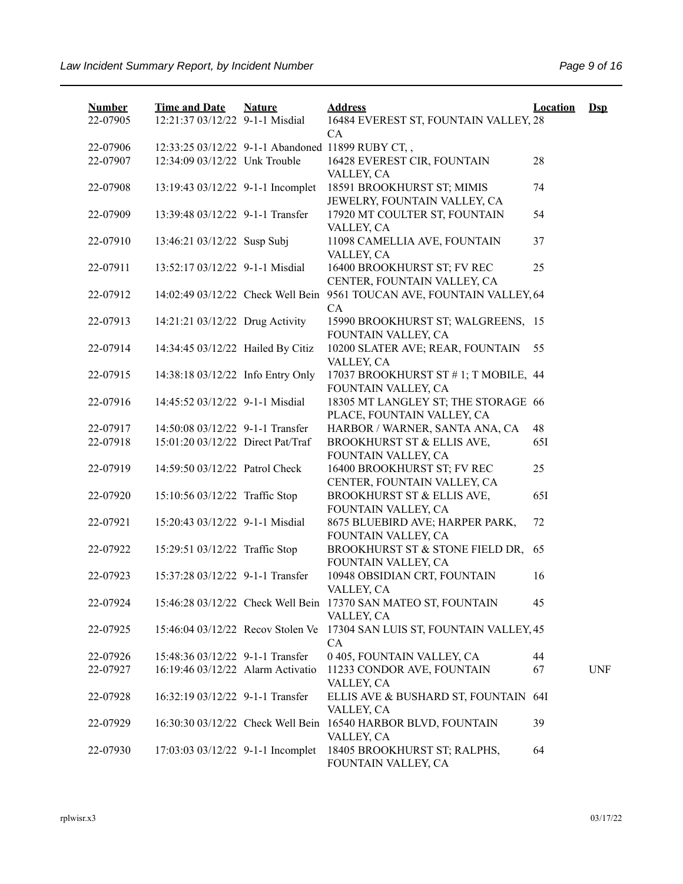| Number | Time and Date | Nature | Address | Location | Dsp |
| --- | --- | --- | --- | --- | --- |
| 22-07905 | 12:21:37 03/12/22 | 9-1-1 Misdial | 16484 EVEREST ST, FOUNTAIN VALLEY, CA | 28 | |
| 22-07906 | 12:33:25 03/12/22 | 9-1-1 Abandoned | 11899 RUBY CT, , | | |
| 22-07907 | 12:34:09 03/12/22 | Unk Trouble | 16428 EVEREST CIR, FOUNTAIN VALLEY, CA | 28 | |
| 22-07908 | 13:19:43 03/12/22 | 9-1-1 Incomplet | 18591 BROOKHURST ST; MIMIS JEWELRY, FOUNTAIN VALLEY, CA | 74 | |
| 22-07909 | 13:39:48 03/12/22 | 9-1-1 Transfer | 17920 MT COULTER ST, FOUNTAIN VALLEY, CA | 54 | |
| 22-07910 | 13:46:21 03/12/22 | Susp Subj | 11098 CAMELLIA AVE, FOUNTAIN VALLEY, CA | 37 | |
| 22-07911 | 13:52:17 03/12/22 | 9-1-1 Misdial | 16400 BROOKHURST ST; FV REC CENTER, FOUNTAIN VALLEY, CA | 25 | |
| 22-07912 | 14:02:49 03/12/22 | Check Well Bein | 9561 TOUCAN AVE, FOUNTAIN VALLEY, CA | 64 | |
| 22-07913 | 14:21:21 03/12/22 | Drug Activity | 15990 BROOKHURST ST; WALGREENS, FOUNTAIN VALLEY, CA | 15 | |
| 22-07914 | 14:34:45 03/12/22 | Hailed By Citiz | 10200 SLATER AVE; REAR, FOUNTAIN VALLEY, CA | 55 | |
| 22-07915 | 14:38:18 03/12/22 | Info Entry Only | 17037 BROOKHURST ST # 1; T MOBILE, FOUNTAIN VALLEY, CA | 44 | |
| 22-07916 | 14:45:52 03/12/22 | 9-1-1 Misdial | 18305 MT LANGLEY ST; THE STORAGE PLACE, FOUNTAIN VALLEY, CA | 66 | |
| 22-07917 | 14:50:08 03/12/22 | 9-1-1 Transfer | HARBOR / WARNER, SANTA ANA, CA | 48 | |
| 22-07918 | 15:01:20 03/12/22 | Direct Pat/Traf | BROOKHURST ST & ELLIS AVE, FOUNTAIN VALLEY, CA | 65I | |
| 22-07919 | 14:59:50 03/12/22 | Patrol Check | 16400 BROOKHURST ST; FV REC CENTER, FOUNTAIN VALLEY, CA | 25 | |
| 22-07920 | 15:10:56 03/12/22 | Traffic Stop | BROOKHURST ST & ELLIS AVE, FOUNTAIN VALLEY, CA | 65I | |
| 22-07921 | 15:20:43 03/12/22 | 9-1-1 Misdial | 8675 BLUEBIRD AVE; HARPER PARK, FOUNTAIN VALLEY, CA | 72 | |
| 22-07922 | 15:29:51 03/12/22 | Traffic Stop | BROOKHURST ST & STONE FIELD DR, FOUNTAIN VALLEY, CA | 65 | |
| 22-07923 | 15:37:28 03/12/22 | 9-1-1 Transfer | 10948 OBSIDIAN CRT, FOUNTAIN VALLEY, CA | 16 | |
| 22-07924 | 15:46:28 03/12/22 | Check Well Bein | 17370 SAN MATEO ST, FOUNTAIN VALLEY, CA | 45 | |
| 22-07925 | 15:46:04 03/12/22 | Recov Stolen Ve | 17304 SAN LUIS ST, FOUNTAIN VALLEY, CA | 45 | |
| 22-07926 | 15:48:36 03/12/22 | 9-1-1 Transfer | 0 405, FOUNTAIN VALLEY, CA | 44 | |
| 22-07927 | 16:19:46 03/12/22 | Alarm Activatio | 11233 CONDOR AVE, FOUNTAIN VALLEY, CA | 67 | UNF |
| 22-07928 | 16:32:19 03/12/22 | 9-1-1 Transfer | ELLIS AVE & BUSHARD ST, FOUNTAIN VALLEY, CA | 64I | |
| 22-07929 | 16:30:30 03/12/22 | Check Well Bein | 16540 HARBOR BLVD, FOUNTAIN VALLEY, CA | 39 | |
| 22-07930 | 17:03:03 03/12/22 | 9-1-1 Incomplet | 18405 BROOKHURST ST; RALPHS, FOUNTAIN VALLEY, CA | 64 | |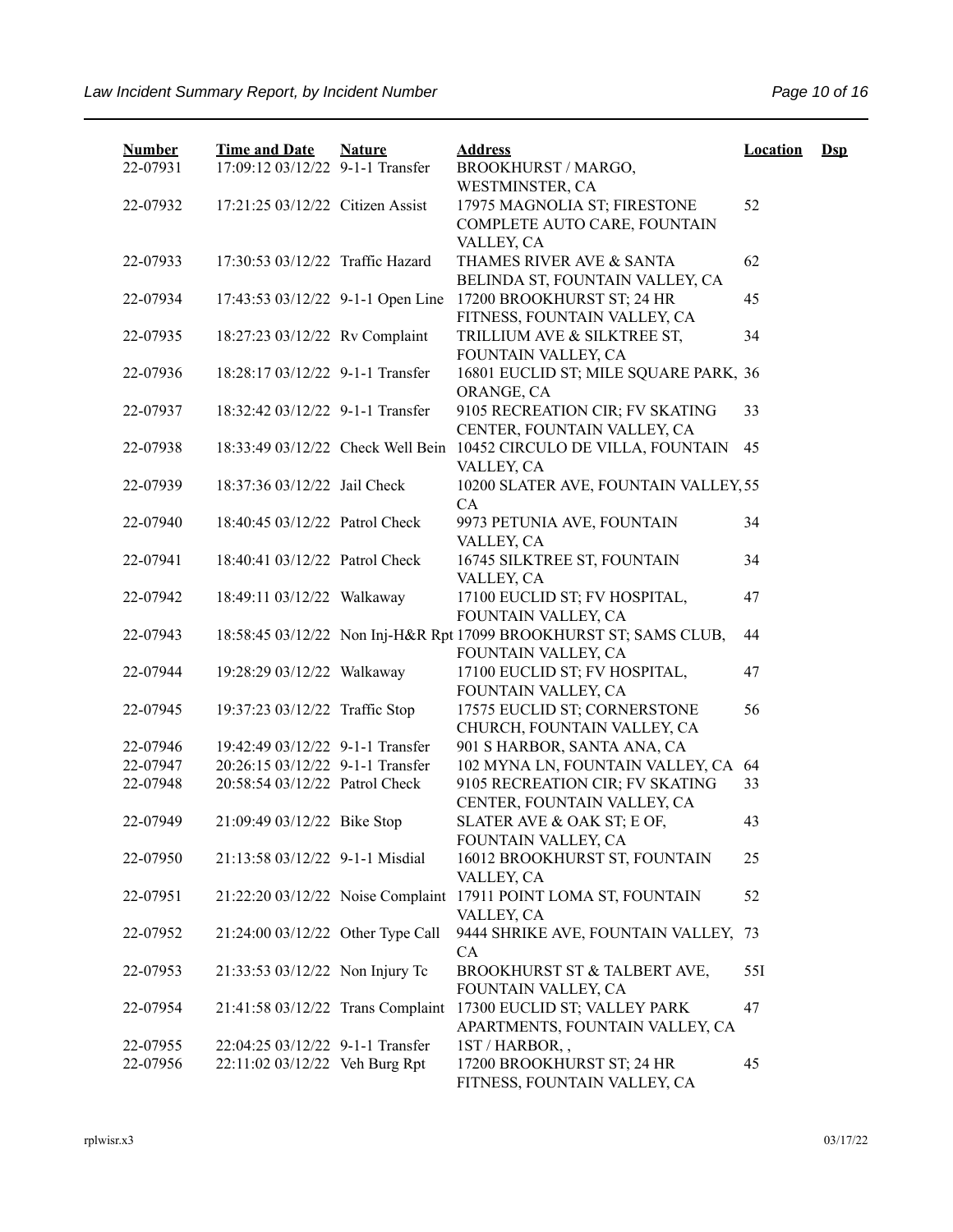| Number | Time and Date | Nature | Address | Location | Dsp |
|---|---|---|---|---|---|
| 22-07931 | 17:09:12 03/12/22 | 9-1-1 Transfer | BROOKHURST / MARGO, WESTMINSTER, CA | | |
| 22-07932 | 17:21:25 03/12/22 | Citizen Assist | 17975 MAGNOLIA ST; FIRESTONE COMPLETE AUTO CARE, FOUNTAIN VALLEY, CA | 52 | |
| 22-07933 | 17:30:53 03/12/22 | Traffic Hazard | THAMES RIVER AVE & SANTA BELINDA ST, FOUNTAIN VALLEY, CA | 62 | |
| 22-07934 | 17:43:53 03/12/22 | 9-1-1 Open Line | 17200 BROOKHURST ST; 24 HR FITNESS, FOUNTAIN VALLEY, CA | 45 | |
| 22-07935 | 18:27:23 03/12/22 | Rv Complaint | TRILLIUM AVE & SILKTREE ST, FOUNTAIN VALLEY, CA | 34 | |
| 22-07936 | 18:28:17 03/12/22 | 9-1-1 Transfer | 16801 EUCLID ST; MILE SQUARE PARK, ORANGE, CA | 36 | |
| 22-07937 | 18:32:42 03/12/22 | 9-1-1 Transfer | 9105 RECREATION CIR; FV SKATING CENTER, FOUNTAIN VALLEY, CA | 33 | |
| 22-07938 | 18:33:49 03/12/22 | Check Well Bein | 10452 CIRCULO DE VILLA, FOUNTAIN VALLEY, CA | 45 | |
| 22-07939 | 18:37:36 03/12/22 | Jail Check | 10200 SLATER AVE, FOUNTAIN VALLEY, CA | 55 | |
| 22-07940 | 18:40:45 03/12/22 | Patrol Check | 9973 PETUNIA AVE, FOUNTAIN VALLEY, CA | 34 | |
| 22-07941 | 18:40:41 03/12/22 | Patrol Check | 16745 SILKTREE ST, FOUNTAIN VALLEY, CA | 34 | |
| 22-07942 | 18:49:11 03/12/22 | Walkaway | 17100 EUCLID ST; FV HOSPITAL, FOUNTAIN VALLEY, CA | 47 | |
| 22-07943 | 18:58:45 03/12/22 | Non Inj-H&R Rpt | 17099 BROOKHURST ST; SAMS CLUB, FOUNTAIN VALLEY, CA | 44 | |
| 22-07944 | 19:28:29 03/12/22 | Walkaway | 17100 EUCLID ST; FV HOSPITAL, FOUNTAIN VALLEY, CA | 47 | |
| 22-07945 | 19:37:23 03/12/22 | Traffic Stop | 17575 EUCLID ST; CORNERSTONE CHURCH, FOUNTAIN VALLEY, CA | 56 | |
| 22-07946 | 19:42:49 03/12/22 | 9-1-1 Transfer | 901 S HARBOR, SANTA ANA, CA | | |
| 22-07947 | 20:26:15 03/12/22 | 9-1-1 Transfer | 102 MYNA LN, FOUNTAIN VALLEY, CA | 64 | |
| 22-07948 | 20:58:54 03/12/22 | Patrol Check | 9105 RECREATION CIR; FV SKATING CENTER, FOUNTAIN VALLEY, CA | 33 | |
| 22-07949 | 21:09:49 03/12/22 | Bike Stop | SLATER AVE & OAK ST; E OF, FOUNTAIN VALLEY, CA | 43 | |
| 22-07950 | 21:13:58 03/12/22 | 9-1-1 Misdial | 16012 BROOKHURST ST, FOUNTAIN VALLEY, CA | 25 | |
| 22-07951 | 21:22:20 03/12/22 | Noise Complaint | 17911 POINT LOMA ST, FOUNTAIN VALLEY, CA | 52 | |
| 22-07952 | 21:24:00 03/12/22 | Other Type Call | 9444 SHRIKE AVE, FOUNTAIN VALLEY, CA | 73 | |
| 22-07953 | 21:33:53 03/12/22 | Non Injury Tc | BROOKHURST ST & TALBERT AVE, FOUNTAIN VALLEY, CA | 55I | |
| 22-07954 | 21:41:58 03/12/22 | Trans Complaint | 17300 EUCLID ST; VALLEY PARK APARTMENTS, FOUNTAIN VALLEY, CA | 47 | |
| 22-07955 | 22:04:25 03/12/22 | 9-1-1 Transfer | 1ST / HARBOR, , | | |
| 22-07956 | 22:11:02 03/12/22 | Veh Burg Rpt | 17200 BROOKHURST ST; 24 HR FITNESS, FOUNTAIN VALLEY, CA | 45 | |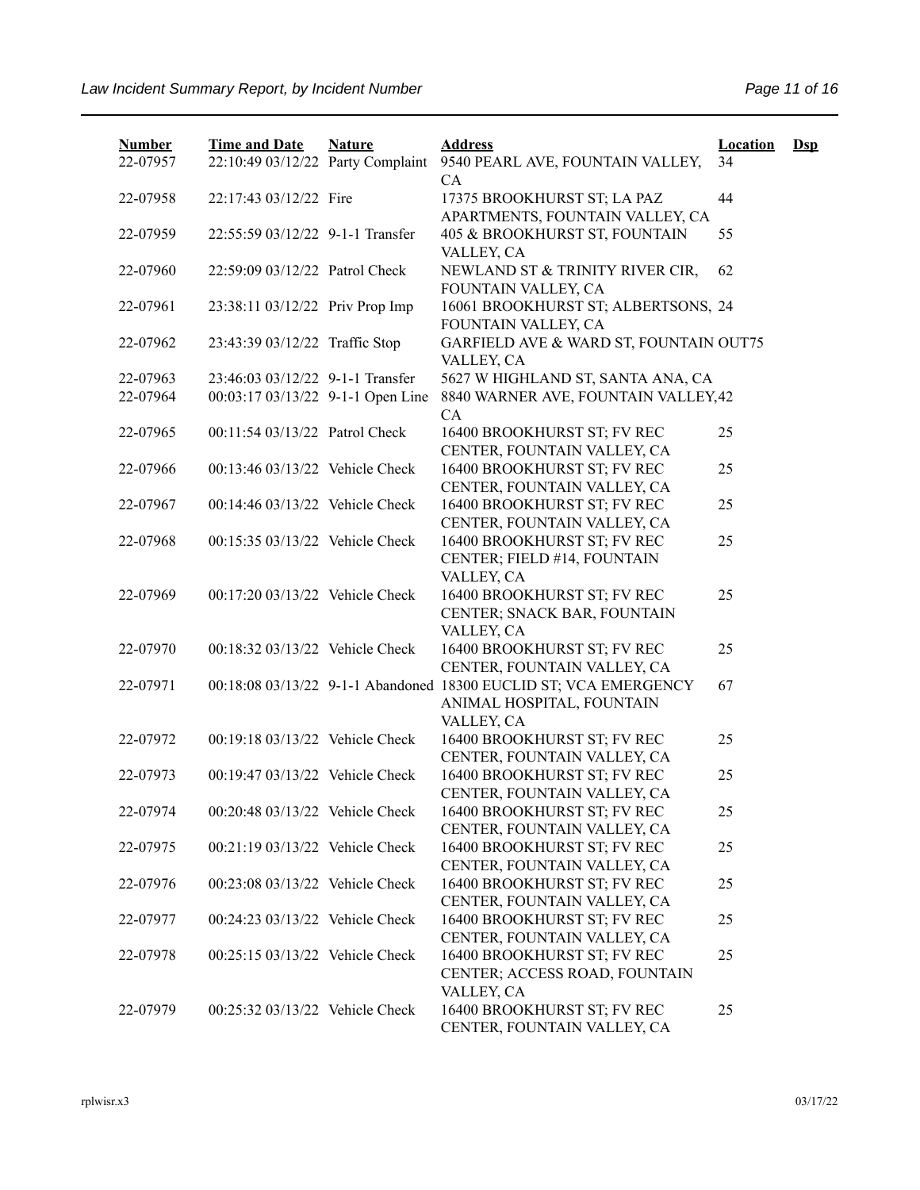| Number | Time and Date | Nature | Address | Location | Dsp |
|---|---|---|---|---|---|
| 22-07957 | 22:10:49 03/12/22 | Party Complaint | 9540 PEARL AVE, FOUNTAIN VALLEY, CA | 34 | |
| 22-07958 | 22:17:43 03/12/22 | Fire | 17375 BROOKHURST ST; LA PAZ APARTMENTS, FOUNTAIN VALLEY, CA | 44 | |
| 22-07959 | 22:55:59 03/12/22 | 9-1-1 Transfer | 405 & BROOKHURST ST, FOUNTAIN VALLEY, CA | 55 | |
| 22-07960 | 22:59:09 03/12/22 | Patrol Check | NEWLAND ST & TRINITY RIVER CIR, FOUNTAIN VALLEY, CA | 62 | |
| 22-07961 | 23:38:11 03/12/22 | Priv Prop Imp | 16061 BROOKHURST ST; ALBERTSONS, FOUNTAIN VALLEY, CA | 24 | |
| 22-07962 | 23:43:39 03/12/22 | Traffic Stop | GARFIELD AVE & WARD ST, FOUNTAIN VALLEY, CA | OUT75 | |
| 22-07963 | 23:46:03 03/12/22 | 9-1-1 Transfer | 5627 W HIGHLAND ST, SANTA ANA, CA | | |
| 22-07964 | 00:03:17 03/13/22 | 9-1-1 Open Line | 8840 WARNER AVE, FOUNTAIN VALLEY, CA | 42 | |
| 22-07965 | 00:11:54 03/13/22 | Patrol Check | 16400 BROOKHURST ST; FV REC CENTER, FOUNTAIN VALLEY, CA | 25 | |
| 22-07966 | 00:13:46 03/13/22 | Vehicle Check | 16400 BROOKHURST ST; FV REC CENTER, FOUNTAIN VALLEY, CA | 25 | |
| 22-07967 | 00:14:46 03/13/22 | Vehicle Check | 16400 BROOKHURST ST; FV REC CENTER, FOUNTAIN VALLEY, CA | 25 | |
| 22-07968 | 00:15:35 03/13/22 | Vehicle Check | 16400 BROOKHURST ST; FV REC CENTER; FIELD #14, FOUNTAIN VALLEY, CA | 25 | |
| 22-07969 | 00:17:20 03/13/22 | Vehicle Check | 16400 BROOKHURST ST; FV REC CENTER; SNACK BAR, FOUNTAIN VALLEY, CA | 25 | |
| 22-07970 | 00:18:32 03/13/22 | Vehicle Check | 16400 BROOKHURST ST; FV REC CENTER, FOUNTAIN VALLEY, CA | 25 | |
| 22-07971 | 00:18:08 03/13/22 | 9-1-1 Abandoned | 18300 EUCLID ST; VCA EMERGENCY ANIMAL HOSPITAL, FOUNTAIN VALLEY, CA | 67 | |
| 22-07972 | 00:19:18 03/13/22 | Vehicle Check | 16400 BROOKHURST ST; FV REC CENTER, FOUNTAIN VALLEY, CA | 25 | |
| 22-07973 | 00:19:47 03/13/22 | Vehicle Check | 16400 BROOKHURST ST; FV REC CENTER, FOUNTAIN VALLEY, CA | 25 | |
| 22-07974 | 00:20:48 03/13/22 | Vehicle Check | 16400 BROOKHURST ST; FV REC CENTER, FOUNTAIN VALLEY, CA | 25 | |
| 22-07975 | 00:21:19 03/13/22 | Vehicle Check | 16400 BROOKHURST ST; FV REC CENTER, FOUNTAIN VALLEY, CA | 25 | |
| 22-07976 | 00:23:08 03/13/22 | Vehicle Check | 16400 BROOKHURST ST; FV REC CENTER, FOUNTAIN VALLEY, CA | 25 | |
| 22-07977 | 00:24:23 03/13/22 | Vehicle Check | 16400 BROOKHURST ST; FV REC CENTER, FOUNTAIN VALLEY, CA | 25 | |
| 22-07978 | 00:25:15 03/13/22 | Vehicle Check | 16400 BROOKHURST ST; FV REC CENTER; ACCESS ROAD, FOUNTAIN VALLEY, CA | 25 | |
| 22-07979 | 00:25:32 03/13/22 | Vehicle Check | 16400 BROOKHURST ST; FV REC CENTER, FOUNTAIN VALLEY, CA | 25 | |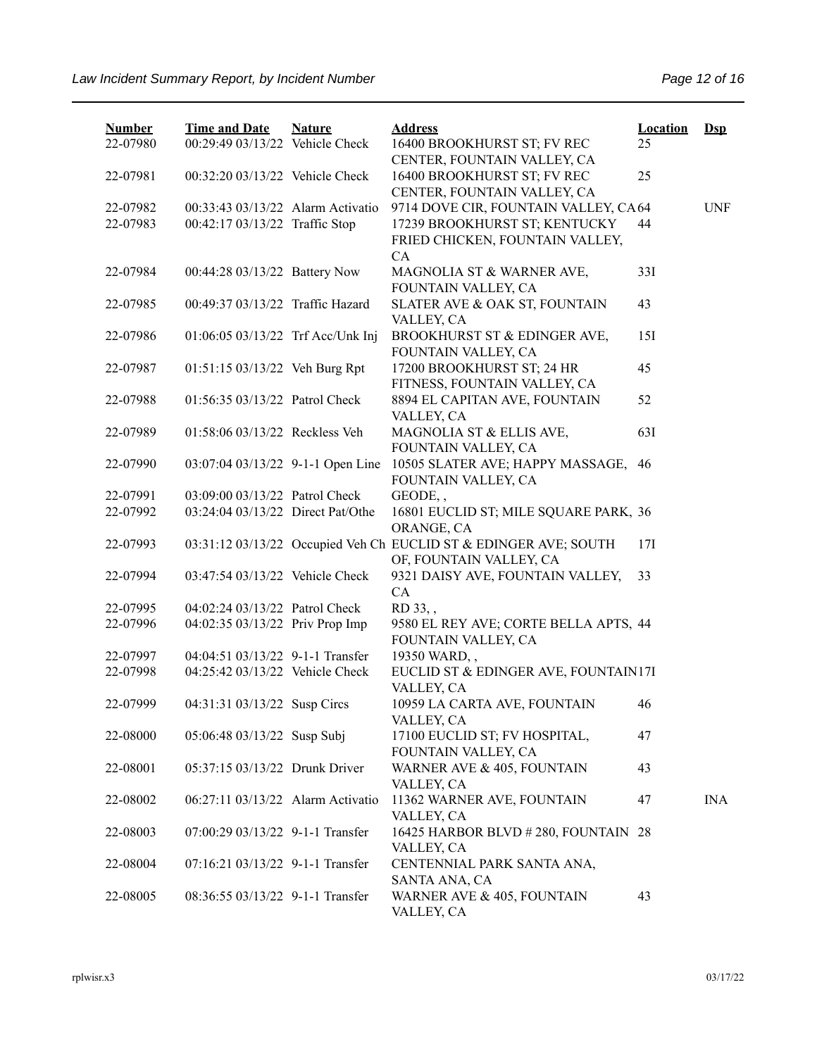| Number | Time and Date | Nature | Address | Location | Dsp |
|---|---|---|---|---|---|
| 22-07980 | 00:29:49 03/13/22 | Vehicle Check | 16400 BROOKHURST ST; FV REC CENTER, FOUNTAIN VALLEY, CA | 25 | |
| 22-07981 | 00:32:20 03/13/22 | Vehicle Check | 16400 BROOKHURST ST; FV REC CENTER, FOUNTAIN VALLEY, CA | 25 | |
| 22-07982 | 00:33:43 03/13/22 | Alarm Activatio | 9714 DOVE CIR, FOUNTAIN VALLEY, CA | 64 | UNF |
| 22-07983 | 00:42:17 03/13/22 | Traffic Stop | 17239 BROOKHURST ST; KENTUCKY FRIED CHICKEN, FOUNTAIN VALLEY, CA | 44 | |
| 22-07984 | 00:44:28 03/13/22 | Battery Now | MAGNOLIA ST & WARNER AVE, FOUNTAIN VALLEY, CA | 33I | |
| 22-07985 | 00:49:37 03/13/22 | Traffic Hazard | SLATER AVE & OAK ST, FOUNTAIN VALLEY, CA | 43 | |
| 22-07986 | 01:06:05 03/13/22 | Trf Acc/Unk Inj | BROOKHURST ST & EDINGER AVE, FOUNTAIN VALLEY, CA | 15I | |
| 22-07987 | 01:51:15 03/13/22 | Veh Burg Rpt | 17200 BROOKHURST ST; 24 HR FITNESS, FOUNTAIN VALLEY, CA | 45 | |
| 22-07988 | 01:56:35 03/13/22 | Patrol Check | 8894 EL CAPITAN AVE, FOUNTAIN VALLEY, CA | 52 | |
| 22-07989 | 01:58:06 03/13/22 | Reckless Veh | MAGNOLIA ST & ELLIS AVE, FOUNTAIN VALLEY, CA | 63I | |
| 22-07990 | 03:07:04 03/13/22 | 9-1-1 Open Line | 10505 SLATER AVE; HAPPY MASSAGE, FOUNTAIN VALLEY, CA | 46 | |
| 22-07991 | 03:09:00 03/13/22 | Patrol Check | GEODE, , | | |
| 22-07992 | 03:24:04 03/13/22 | Direct Pat/Othe | 16801 EUCLID ST; MILE SQUARE PARK, ORANGE, CA | 36 | |
| 22-07993 | 03:31:12 03/13/22 | Occupied Veh Ch | EUCLID ST & EDINGER AVE; SOUTH OF, FOUNTAIN VALLEY, CA | 17I | |
| 22-07994 | 03:47:54 03/13/22 | Vehicle Check | 9321 DAISY AVE, FOUNTAIN VALLEY, CA | 33 | |
| 22-07995 | 04:02:24 03/13/22 | Patrol Check | RD 33, , | | |
| 22-07996 | 04:02:35 03/13/22 | Priv Prop Imp | 9580 EL REY AVE; CORTE BELLA APTS, FOUNTAIN VALLEY, CA | 44 | |
| 22-07997 | 04:04:51 03/13/22 | 9-1-1 Transfer | 19350 WARD, , | | |
| 22-07998 | 04:25:42 03/13/22 | Vehicle Check | EUCLID ST & EDINGER AVE, FOUNTAIN VALLEY, CA | 17I | |
| 22-07999 | 04:31:31 03/13/22 | Susp Circs | 10959 LA CARTA AVE, FOUNTAIN VALLEY, CA | 46 | |
| 22-08000 | 05:06:48 03/13/22 | Susp Subj | 17100 EUCLID ST; FV HOSPITAL, FOUNTAIN VALLEY, CA | 47 | |
| 22-08001 | 05:37:15 03/13/22 | Drunk Driver | WARNER AVE & 405, FOUNTAIN VALLEY, CA | 43 | |
| 22-08002 | 06:27:11 03/13/22 | Alarm Activatio | 11362 WARNER AVE, FOUNTAIN VALLEY, CA | 47 | INA |
| 22-08003 | 07:00:29 03/13/22 | 9-1-1 Transfer | 16425 HARBOR BLVD # 280, FOUNTAIN VALLEY, CA | 28 | |
| 22-08004 | 07:16:21 03/13/22 | 9-1-1 Transfer | CENTENNIAL PARK SANTA ANA, SANTA ANA, CA | | |
| 22-08005 | 08:36:55 03/13/22 | 9-1-1 Transfer | WARNER AVE & 405, FOUNTAIN VALLEY, CA | 43 | |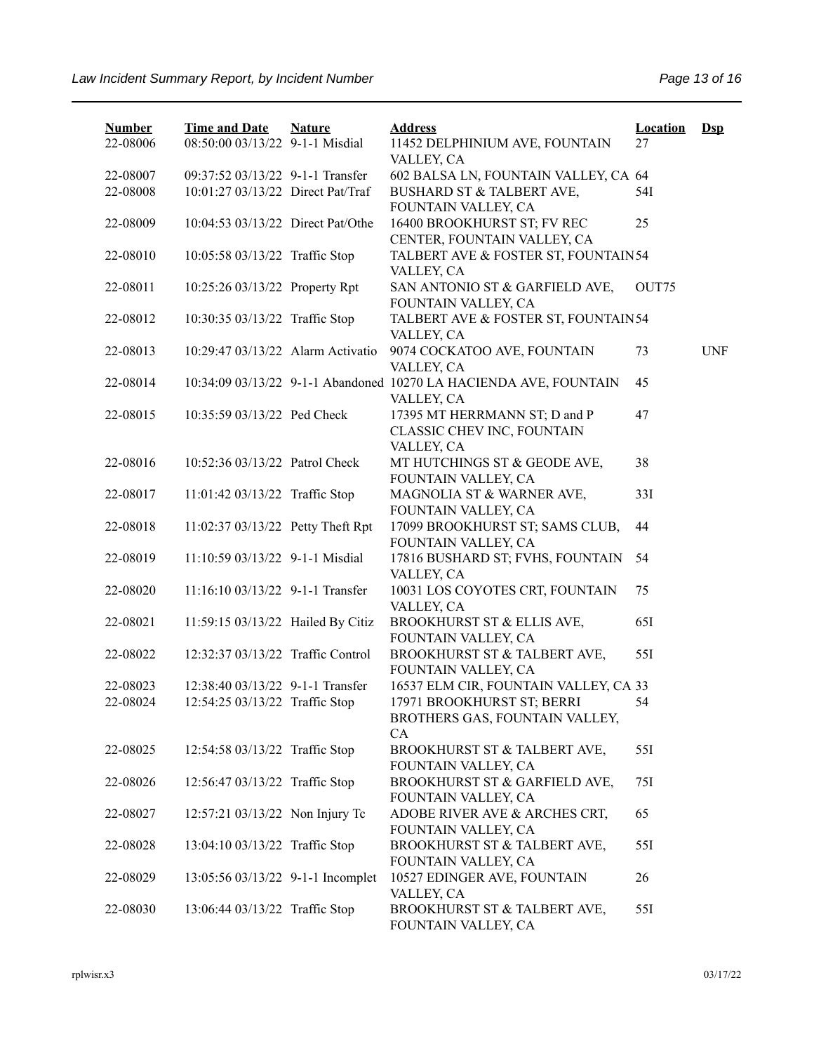| Number | Time and Date | Nature | Address | Location | Dsp |
|---|---|---|---|---|---|
| 22-08006 | 08:50:00 03/13/22 | 9-1-1 Misdial | 11452 DELPHINIUM AVE, FOUNTAIN VALLEY, CA | 27 | |
| 22-08007 | 09:37:52 03/13/22 | 9-1-1 Transfer | 602 BALSA LN, FOUNTAIN VALLEY, CA | 64 | |
| 22-08008 | 10:01:27 03/13/22 | Direct Pat/Traf | BUSHARD ST & TALBERT AVE, FOUNTAIN VALLEY, CA | 54I | |
| 22-08009 | 10:04:53 03/13/22 | Direct Pat/Othe | 16400 BROOKHURST ST; FV REC CENTER, FOUNTAIN VALLEY, CA | 25 | |
| 22-08010 | 10:05:58 03/13/22 | Traffic Stop | TALBERT AVE & FOSTER ST, FOUNTAIN VALLEY, CA | 54 | |
| 22-08011 | 10:25:26 03/13/22 | Property Rpt | SAN ANTONIO ST & GARFIELD AVE, FOUNTAIN VALLEY, CA | OUT75 | |
| 22-08012 | 10:30:35 03/13/22 | Traffic Stop | TALBERT AVE & FOSTER ST, FOUNTAIN VALLEY, CA | 54 | |
| 22-08013 | 10:29:47 03/13/22 | Alarm Activatio | 9074 COCKATOO AVE, FOUNTAIN VALLEY, CA | 73 | UNF |
| 22-08014 | 10:34:09 03/13/22 | 9-1-1 Abandoned | 10270 LA HACIENDA AVE, FOUNTAIN VALLEY, CA | 45 | |
| 22-08015 | 10:35:59 03/13/22 | Ped Check | 17395 MT HERRMANN ST; D and P CLASSIC CHEV INC, FOUNTAIN VALLEY, CA | 47 | |
| 22-08016 | 10:52:36 03/13/22 | Patrol Check | MT HUTCHINGS ST & GEODE AVE, FOUNTAIN VALLEY, CA | 38 | |
| 22-08017 | 11:01:42 03/13/22 | Traffic Stop | MAGNOLIA ST & WARNER AVE, FOUNTAIN VALLEY, CA | 33I | |
| 22-08018 | 11:02:37 03/13/22 | Petty Theft Rpt | 17099 BROOKHURST ST; SAMS CLUB, FOUNTAIN VALLEY, CA | 44 | |
| 22-08019 | 11:10:59 03/13/22 | 9-1-1 Misdial | 17816 BUSHARD ST; FVHS, FOUNTAIN VALLEY, CA | 54 | |
| 22-08020 | 11:16:10 03/13/22 | 9-1-1 Transfer | 10031 LOS COYOTES CRT, FOUNTAIN VALLEY, CA | 75 | |
| 22-08021 | 11:59:15 03/13/22 | Hailed By Citiz | BROOKHURST ST & ELLIS AVE, FOUNTAIN VALLEY, CA | 65I | |
| 22-08022 | 12:32:37 03/13/22 | Traffic Control | BROOKHURST ST & TALBERT AVE, FOUNTAIN VALLEY, CA | 55I | |
| 22-08023 | 12:38:40 03/13/22 | 9-1-1 Transfer | 16537 ELM CIR, FOUNTAIN VALLEY, CA | 33 | |
| 22-08024 | 12:54:25 03/13/22 | Traffic Stop | 17971 BROOKHURST ST; BERRI BROTHERS GAS, FOUNTAIN VALLEY, CA | 54 | |
| 22-08025 | 12:54:58 03/13/22 | Traffic Stop | BROOKHURST ST & TALBERT AVE, FOUNTAIN VALLEY, CA | 55I | |
| 22-08026 | 12:56:47 03/13/22 | Traffic Stop | BROOKHURST ST & GARFIELD AVE, FOUNTAIN VALLEY, CA | 75I | |
| 22-08027 | 12:57:21 03/13/22 | Non Injury Tc | ADOBE RIVER AVE & ARCHES CRT, FOUNTAIN VALLEY, CA | 65 | |
| 22-08028 | 13:04:10 03/13/22 | Traffic Stop | BROOKHURST ST & TALBERT AVE, FOUNTAIN VALLEY, CA | 55I | |
| 22-08029 | 13:05:56 03/13/22 | 9-1-1 Incomplet | 10527 EDINGER AVE, FOUNTAIN VALLEY, CA | 26 | |
| 22-08030 | 13:06:44 03/13/22 | Traffic Stop | BROOKHURST ST & TALBERT AVE, FOUNTAIN VALLEY, CA | 55I | |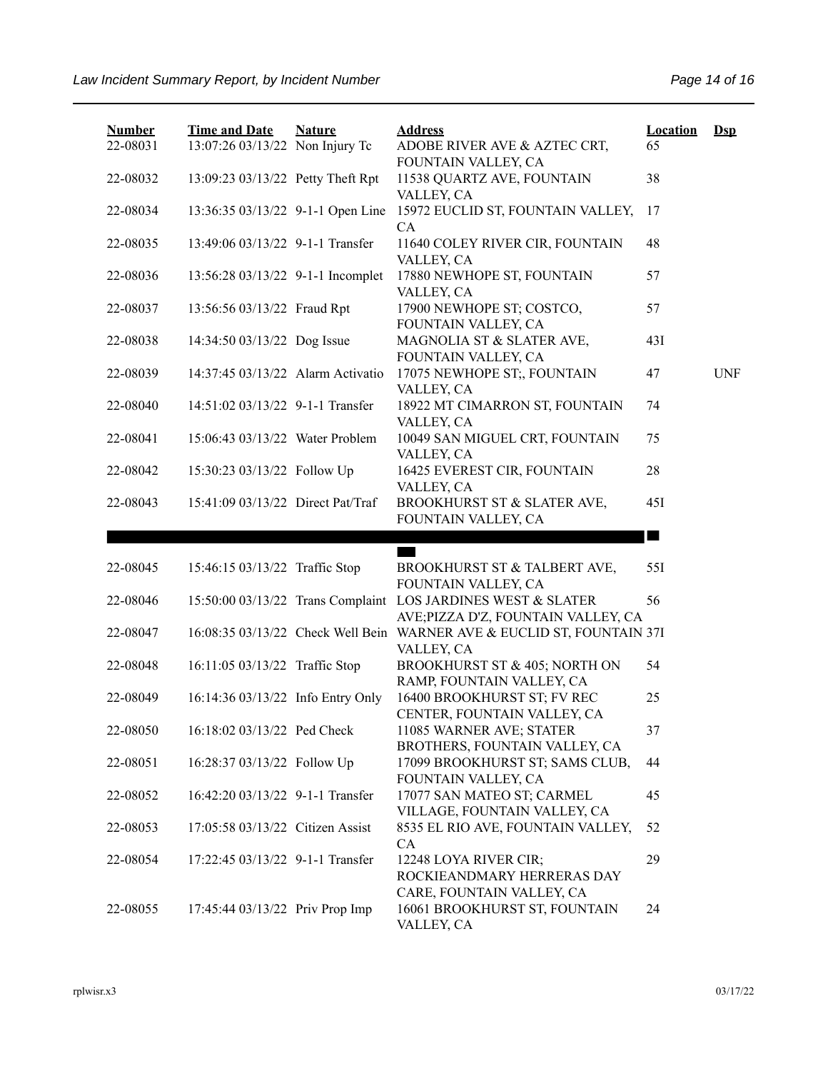| Number | Time and Date | Nature | Address | Location | Dsp |
|---|---|---|---|---|---|
| 22-08031 | 13:07:26 03/13/22 | Non Injury Tc | ADOBE RIVER AVE & AZTEC CRT, FOUNTAIN VALLEY, CA | 65 | |
| 22-08032 | 13:09:23 03/13/22 | Petty Theft Rpt | 11538 QUARTZ AVE, FOUNTAIN VALLEY, CA | 38 | |
| 22-08034 | 13:36:35 03/13/22 | 9-1-1 Open Line | 15972 EUCLID ST, FOUNTAIN VALLEY, CA | 17 | |
| 22-08035 | 13:49:06 03/13/22 | 9-1-1 Transfer | 11640 COLEY RIVER CIR, FOUNTAIN VALLEY, CA | 48 | |
| 22-08036 | 13:56:28 03/13/22 | 9-1-1 Incomplet | 17880 NEWHOPE ST, FOUNTAIN VALLEY, CA | 57 | |
| 22-08037 | 13:56:56 03/13/22 | Fraud Rpt | 17900 NEWHOPE ST; COSTCO, FOUNTAIN VALLEY, CA | 57 | |
| 22-08038 | 14:34:50 03/13/22 | Dog Issue | MAGNOLIA ST & SLATER AVE, FOUNTAIN VALLEY, CA | 43I | |
| 22-08039 | 14:37:45 03/13/22 | Alarm Activatio | 17075 NEWHOPE ST;, FOUNTAIN VALLEY, CA | 47 | UNF |
| 22-08040 | 14:51:02 03/13/22 | 9-1-1 Transfer | 18922 MT CIMARRON ST, FOUNTAIN VALLEY, CA | 74 | |
| 22-08041 | 15:06:43 03/13/22 | Water Problem | 10049 SAN MIGUEL CRT, FOUNTAIN VALLEY, CA | 75 | |
| 22-08042 | 15:30:23 03/13/22 | Follow Up | 16425 EVEREST CIR, FOUNTAIN VALLEY, CA | 28 | |
| 22-08043 | 15:41:09 03/13/22 | Direct Pat/Traf | BROOKHURST ST & SLATER AVE, FOUNTAIN VALLEY, CA | 45I | |
| 22-08045 | 15:46:15 03/13/22 | Traffic Stop | BROOKHURST ST & TALBERT AVE, FOUNTAIN VALLEY, CA | 55I | |
| 22-08046 | 15:50:00 03/13/22 | Trans Complaint | LOS JARDINES WEST & SLATER AVE;PIZZA D'Z, FOUNTAIN VALLEY, CA | 56 | |
| 22-08047 | 16:08:35 03/13/22 | Check Well Bein | WARNER AVE & EUCLID ST, FOUNTAIN VALLEY, CA | 37I | |
| 22-08048 | 16:11:05 03/13/22 | Traffic Stop | BROOKHURST ST & 405; NORTH ON RAMP, FOUNTAIN VALLEY, CA | 54 | |
| 22-08049 | 16:14:36 03/13/22 | Info Entry Only | 16400 BROOKHURST ST; FV REC CENTER, FOUNTAIN VALLEY, CA | 25 | |
| 22-08050 | 16:18:02 03/13/22 | Ped Check | 11085 WARNER AVE; STATER BROTHERS, FOUNTAIN VALLEY, CA | 37 | |
| 22-08051 | 16:28:37 03/13/22 | Follow Up | 17099 BROOKHURST ST; SAMS CLUB, FOUNTAIN VALLEY, CA | 44 | |
| 22-08052 | 16:42:20 03/13/22 | 9-1-1 Transfer | 17077 SAN MATEO ST; CARMEL VILLAGE, FOUNTAIN VALLEY, CA | 45 | |
| 22-08053 | 17:05:58 03/13/22 | Citizen Assist | 8535 EL RIO AVE, FOUNTAIN VALLEY, CA | 52 | |
| 22-08054 | 17:22:45 03/13/22 | 9-1-1 Transfer | 12248 LOYA RIVER CIR; ROCKIEANDMARY HERRERAS DAY CARE, FOUNTAIN VALLEY, CA | 29 | |
| 22-08055 | 17:45:44 03/13/22 | Priv Prop Imp | 16061 BROOKHURST ST, FOUNTAIN VALLEY, CA | 24 | |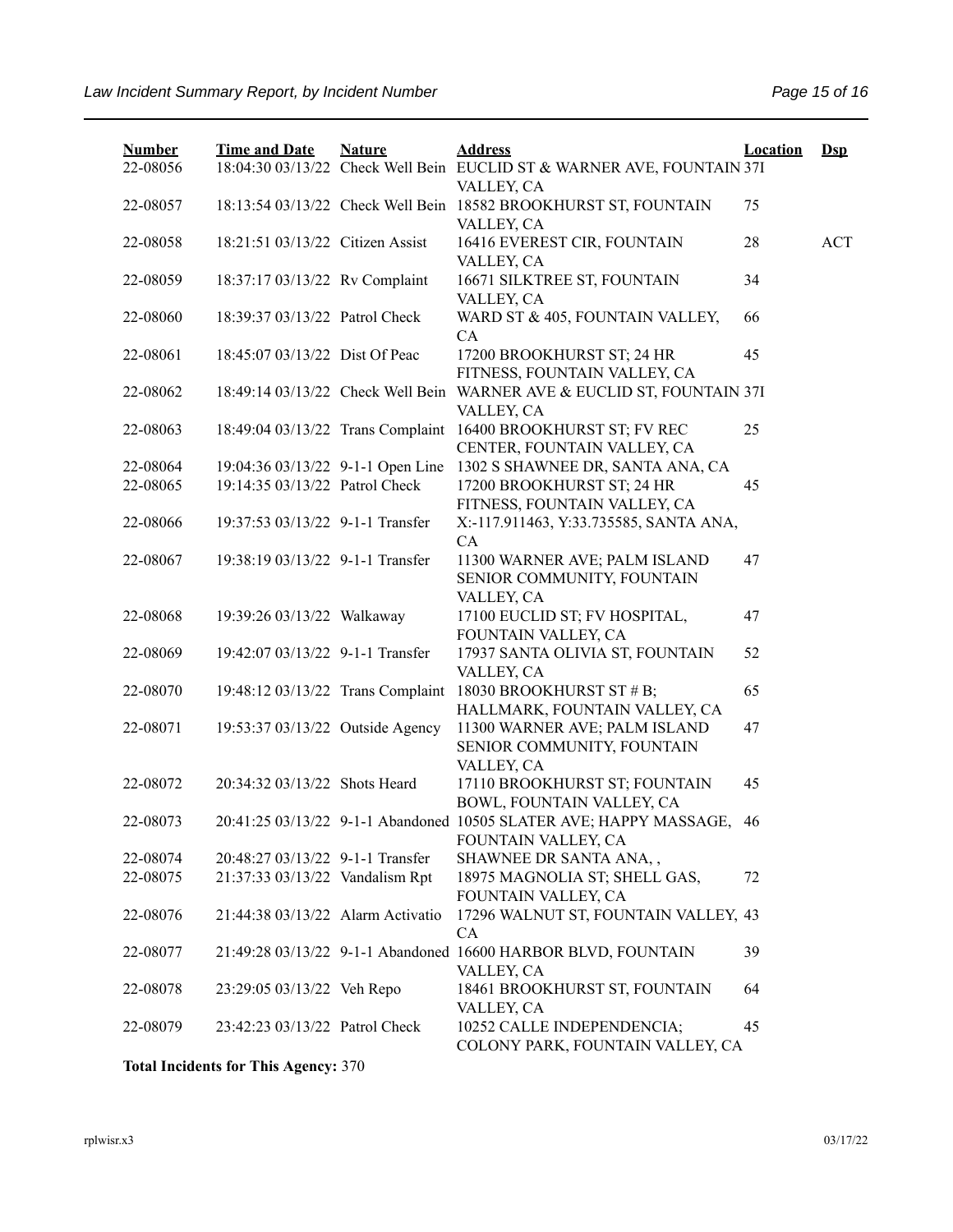| Number | Time and Date | Nature | Address | Location | Dsp |
|---|---|---|---|---|---|
| 22-08056 | 18:04:30 03/13/22 | Check Well Bein | EUCLID ST & WARNER AVE, FOUNTAIN VALLEY, CA | 37I | |
| 22-08057 | 18:13:54 03/13/22 | Check Well Bein | 18582 BROOKHURST ST, FOUNTAIN VALLEY, CA | 75 | |
| 22-08058 | 18:21:51 03/13/22 | Citizen Assist | 16416 EVEREST CIR, FOUNTAIN VALLEY, CA | 28 | ACT |
| 22-08059 | 18:37:17 03/13/22 | Rv Complaint | 16671 SILKTREE ST, FOUNTAIN VALLEY, CA | 34 | |
| 22-08060 | 18:39:37 03/13/22 | Patrol Check | WARD ST & 405, FOUNTAIN VALLEY, CA | 66 | |
| 22-08061 | 18:45:07 03/13/22 | Dist Of Peac | 17200 BROOKHURST ST; 24 HR FITNESS, FOUNTAIN VALLEY, CA | 45 | |
| 22-08062 | 18:49:14 03/13/22 | Check Well Bein | WARNER AVE & EUCLID ST, FOUNTAIN VALLEY, CA | 37I | |
| 22-08063 | 18:49:04 03/13/22 | Trans Complaint | 16400 BROOKHURST ST; FV REC CENTER, FOUNTAIN VALLEY, CA | 25 | |
| 22-08064 | 19:04:36 03/13/22 | 9-1-1 Open Line | 1302 S SHAWNEE DR, SANTA ANA, CA | | |
| 22-08065 | 19:14:35 03/13/22 | Patrol Check | 17200 BROOKHURST ST; 24 HR FITNESS, FOUNTAIN VALLEY, CA | 45 | |
| 22-08066 | 19:37:53 03/13/22 | 9-1-1 Transfer | X:-117.911463, Y:33.735585, SANTA ANA, CA | | |
| 22-08067 | 19:38:19 03/13/22 | 9-1-1 Transfer | 11300 WARNER AVE; PALM ISLAND SENIOR COMMUNITY, FOUNTAIN VALLEY, CA | 47 | |
| 22-08068 | 19:39:26 03/13/22 | Walkaway | 17100 EUCLID ST; FV HOSPITAL, FOUNTAIN VALLEY, CA | 47 | |
| 22-08069 | 19:42:07 03/13/22 | 9-1-1 Transfer | 17937 SANTA OLIVIA ST, FOUNTAIN VALLEY, CA | 52 | |
| 22-08070 | 19:48:12 03/13/22 | Trans Complaint | 18030 BROOKHURST ST # B; HALLMARK, FOUNTAIN VALLEY, CA | 65 | |
| 22-08071 | 19:53:37 03/13/22 | Outside Agency | 11300 WARNER AVE; PALM ISLAND SENIOR COMMUNITY, FOUNTAIN VALLEY, CA | 47 | |
| 22-08072 | 20:34:32 03/13/22 | Shots Heard | 17110 BROOKHURST ST; FOUNTAIN BOWL, FOUNTAIN VALLEY, CA | 45 | |
| 22-08073 | 20:41:25 03/13/22 | 9-1-1 Abandoned | 10505 SLATER AVE; HAPPY MASSAGE, FOUNTAIN VALLEY, CA | 46 | |
| 22-08074 | 20:48:27 03/13/22 | 9-1-1 Transfer | SHAWNEE DR SANTA ANA, , | | |
| 22-08075 | 21:37:33 03/13/22 | Vandalism Rpt | 18975 MAGNOLIA ST; SHELL GAS, FOUNTAIN VALLEY, CA | 72 | |
| 22-08076 | 21:44:38 03/13/22 | Alarm Activatio | 17296 WALNUT ST, FOUNTAIN VALLEY, CA | 43 | |
| 22-08077 | 21:49:28 03/13/22 | 9-1-1 Abandoned | 16600 HARBOR BLVD, FOUNTAIN VALLEY, CA | 39 | |
| 22-08078 | 23:29:05 03/13/22 | Veh Repo | 18461 BROOKHURST ST, FOUNTAIN VALLEY, CA | 64 | |
| 22-08079 | 23:42:23 03/13/22 | Patrol Check | 10252 CALLE INDEPENDENCIA; COLONY PARK, FOUNTAIN VALLEY, CA | 45 | |

**Total Incidents for This Agency:** 370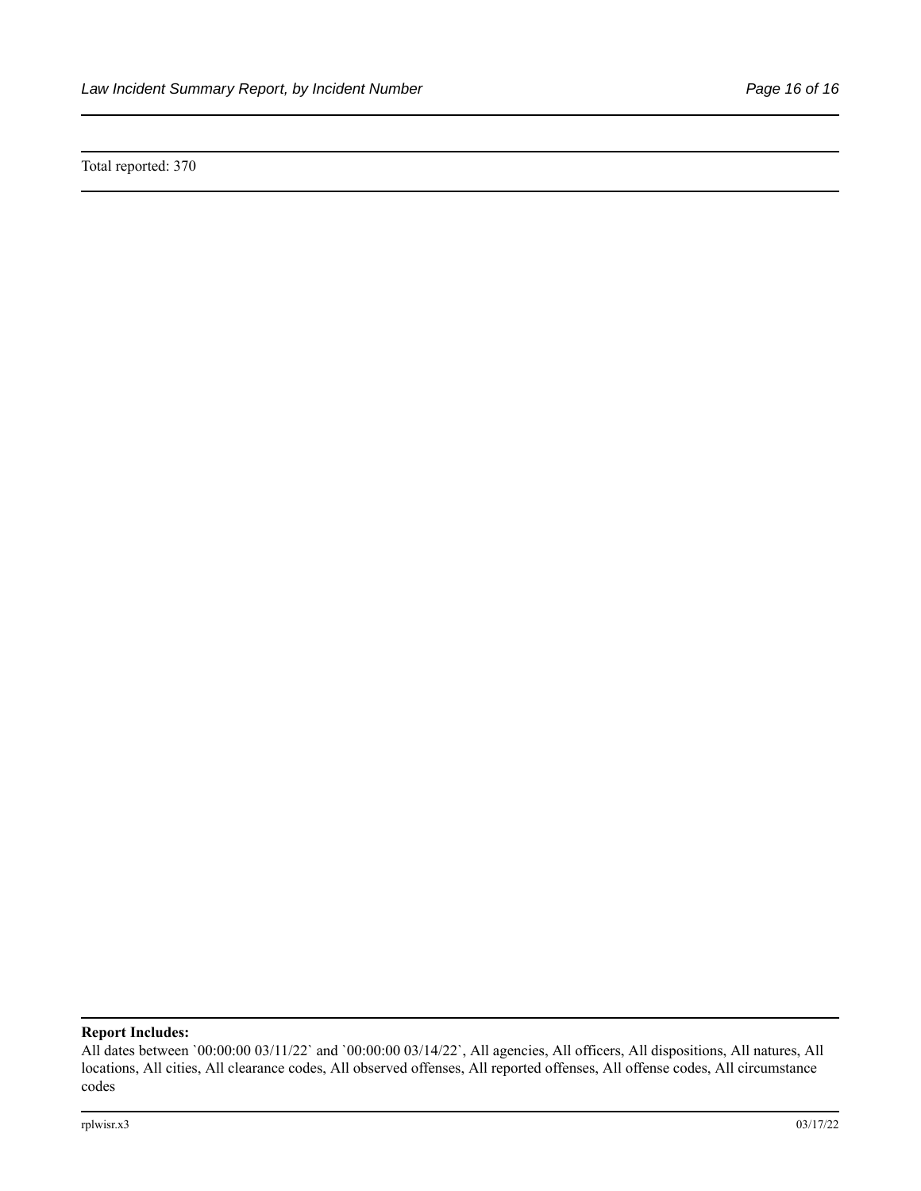Total reported: 370

**Report Includes:**

All dates between `00:00:00 03/11/22` and `00:00:00 03/14/22`, All agencies, All officers, All dispositions, All natures, All locations, All cities, All clearance codes, All observed offenses, All reported offenses, All offense codes, All circumstance codes